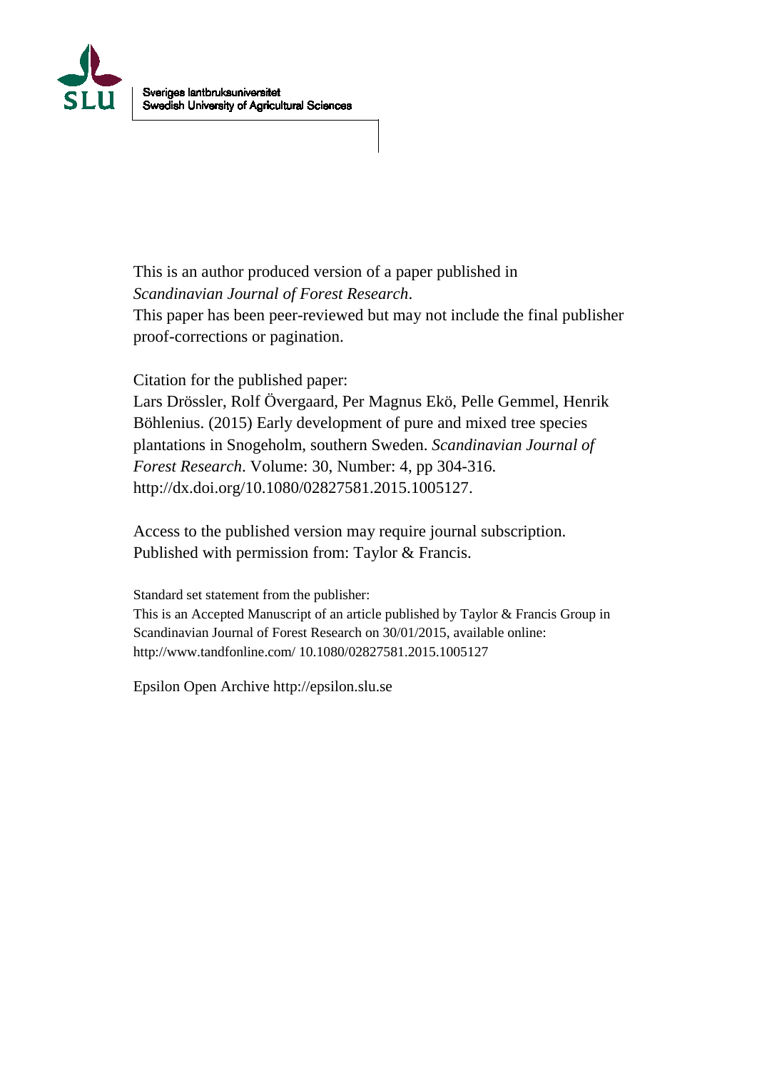Sveriges lantbruksuniversitet
Swedish University of Agricultural Sciences

This is an author produced version of a paper published in
*Scandinavian Journal of Forest Research*.
This paper has been peer-reviewed but may not include the final publisher proof-corrections or pagination.

Citation for the published paper:
Lars Drössler, Rolf Övergaard, Per Magnus Ekö, Pelle Gemmel, Henrik Böhlenius. (2015) Early development of pure and mixed tree species plantations in Snogeholm, southern Sweden. *Scandinavian Journal of Forest Research*. Volume: 30, Number: 4, pp 304-316.
http://dx.doi.org/10.1080/02827581.2015.1005127.

Access to the published version may require journal subscription.
Published with permission from: Taylor & Francis.

Standard set statement from the publisher:
This is an Accepted Manuscript of an article published by Taylor & Francis Group in Scandinavian Journal of Forest Research on 30/01/2015, available online: http://www.tandfonline.com/ 10.1080/02827581.2015.1005127

Epsilon Open Archive http://epsilon.slu.se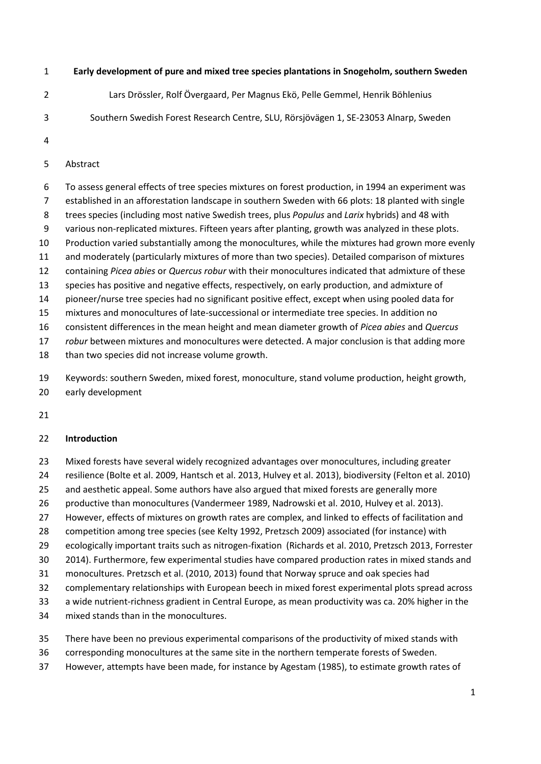# Early development of pure and mixed tree species plantations in Snogeholm, southern Sweden

Lars Drössler, Rolf Övergaard, Per Magnus Ekö, Pelle Gemmel, Henrik Böhlenius

Southern Swedish Forest Research Centre, SLU, Rörsjövägen 1, SE-23053 Alnarp, Sweden

## Abstract

To assess general effects of tree species mixtures on forest production, in 1994 an experiment was established in an afforestation landscape in southern Sweden with 66 plots: 18 planted with single trees species (including most native Swedish trees, plus *Populus* and *Larix* hybrids) and 48 with various non-replicated mixtures. Fifteen years after planting, growth was analyzed in these plots. Production varied substantially among the monocultures, while the mixtures had grown more evenly and moderately (particularly mixtures of more than two species). Detailed comparison of mixtures containing *Picea abies* or *Quercus robur* with their monocultures indicated that admixture of these species has positive and negative effects, respectively, on early production, and admixture of pioneer/nurse tree species had no significant positive effect, except when using pooled data for mixtures and monocultures of late-successional or intermediate tree species. In addition no consistent differences in the mean height and mean diameter growth of *Picea abies* and *Quercus robur* between mixtures and monocultures were detected. A major conclusion is that adding more than two species did not increase volume growth.

Keywords: southern Sweden, mixed forest, monoculture, stand volume production, height growth, early development

## Introduction

Mixed forests have several widely recognized advantages over monocultures, including greater resilience (Bolte et al. 2009, Hantsch et al. 2013, Hulvey et al. 2013), biodiversity (Felton et al. 2010) and aesthetic appeal. Some authors have also argued that mixed forests are generally more productive than monocultures (Vandermeer 1989, Nadrowski et al. 2010, Hulvey et al. 2013). However, effects of mixtures on growth rates are complex, and linked to effects of facilitation and competition among tree species (see Kelty 1992, Pretzsch 2009) associated (for instance) with ecologically important traits such as nitrogen-fixation (Richards et al. 2010, Pretzsch 2013, Forrester 2014). Furthermore, few experimental studies have compared production rates in mixed stands and monocultures. Pretzsch et al. (2010, 2013) found that Norway spruce and oak species had complementary relationships with European beech in mixed forest experimental plots spread across a wide nutrient-richness gradient in Central Europe, as mean productivity was ca. 20% higher in the mixed stands than in the monocultures.

There have been no previous experimental comparisons of the productivity of mixed stands with corresponding monocultures at the same site in the northern temperate forests of Sweden. However, attempts have been made, for instance by Agestam (1985), to estimate growth rates of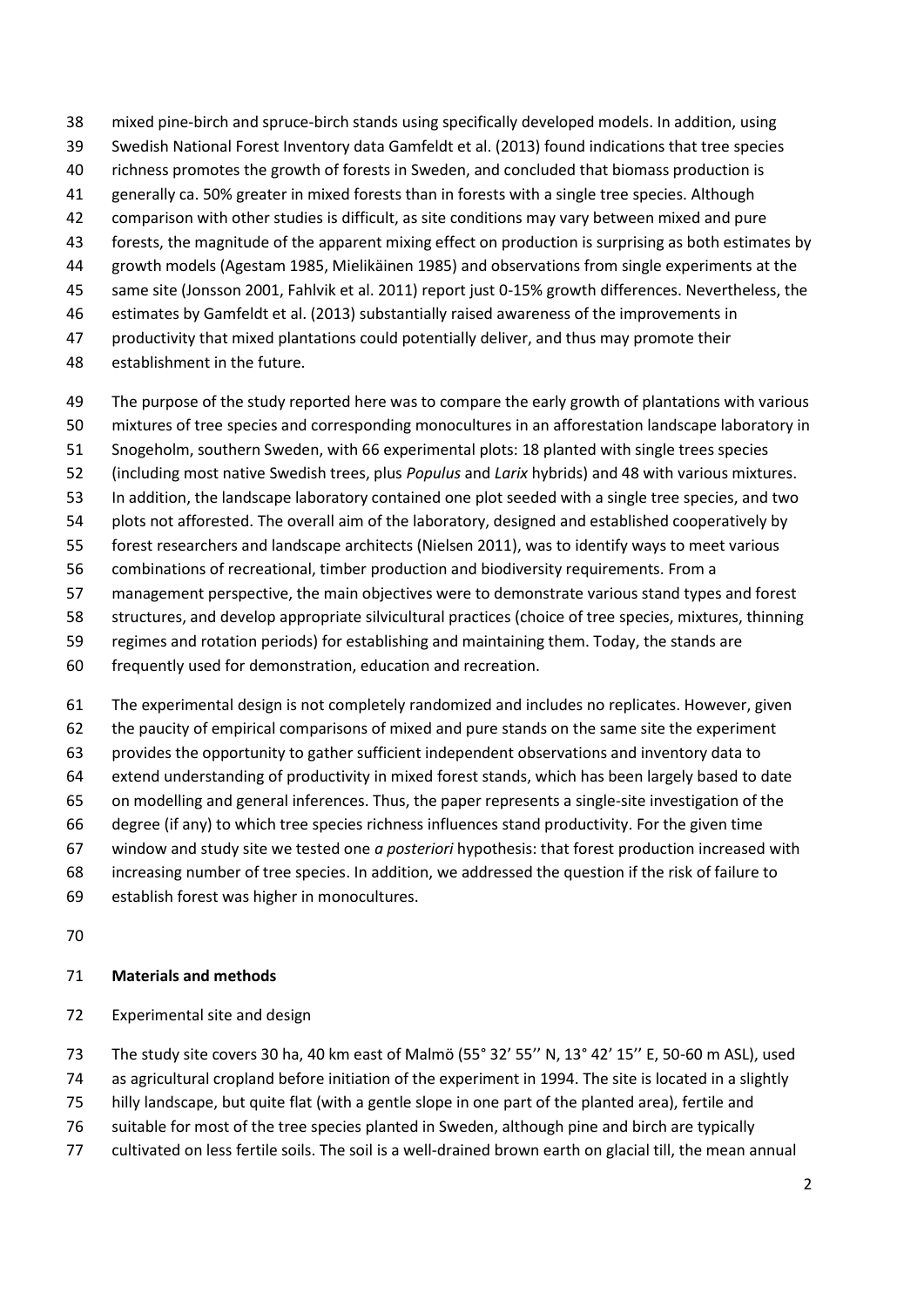mixed pine-birch and spruce-birch stands using specifically developed models. In addition, using Swedish National Forest Inventory data Gamfeldt et al. (2013) found indications that tree species richness promotes the growth of forests in Sweden, and concluded that biomass production is generally ca. 50% greater in mixed forests than in forests with a single tree species. Although comparison with other studies is difficult, as site conditions may vary between mixed and pure forests, the magnitude of the apparent mixing effect on production is surprising as both estimates by growth models (Agestam 1985, Mielikäinen 1985) and observations from single experiments at the same site (Jonsson 2001, Fahlvik et al. 2011) report just 0-15% growth differences. Nevertheless, the estimates by Gamfeldt et al. (2013) substantially raised awareness of the improvements in productivity that mixed plantations could potentially deliver, and thus may promote their establishment in the future.

The purpose of the study reported here was to compare the early growth of plantations with various mixtures of tree species and corresponding monocultures in an afforestation landscape laboratory in Snogeholm, southern Sweden, with 66 experimental plots: 18 planted with single trees species (including most native Swedish trees, plus *Populus* and *Larix* hybrids) and 48 with various mixtures. In addition, the landscape laboratory contained one plot seeded with a single tree species, and two plots not afforested. The overall aim of the laboratory, designed and established cooperatively by forest researchers and landscape architects (Nielsen 2011), was to identify ways to meet various combinations of recreational, timber production and biodiversity requirements. From a management perspective, the main objectives were to demonstrate various stand types and forest structures, and develop appropriate silvicultural practices (choice of tree species, mixtures, thinning regimes and rotation periods) for establishing and maintaining them. Today, the stands are frequently used for demonstration, education and recreation.

The experimental design is not completely randomized and includes no replicates. However, given the paucity of empirical comparisons of mixed and pure stands on the same site the experiment provides the opportunity to gather sufficient independent observations and inventory data to extend understanding of productivity in mixed forest stands, which has been largely based to date on modelling and general inferences. Thus, the paper represents a single-site investigation of the degree (if any) to which tree species richness influences stand productivity. For the given time window and study site we tested one *a posteriori* hypothesis: that forest production increased with increasing number of tree species. In addition, we addressed the question if the risk of failure to establish forest was higher in monocultures.

## Materials and methods

### Experimental site and design

The study site covers 30 ha, 40 km east of Malmö (55° 32′ 55′′ N, 13° 42′ 15′′ E, 50-60 m ASL), used as agricultural cropland before initiation of the experiment in 1994. The site is located in a slightly hilly landscape, but quite flat (with a gentle slope in one part of the planted area), fertile and suitable for most of the tree species planted in Sweden, although pine and birch are typically cultivated on less fertile soils. The soil is a well-drained brown earth on glacial till, the mean annual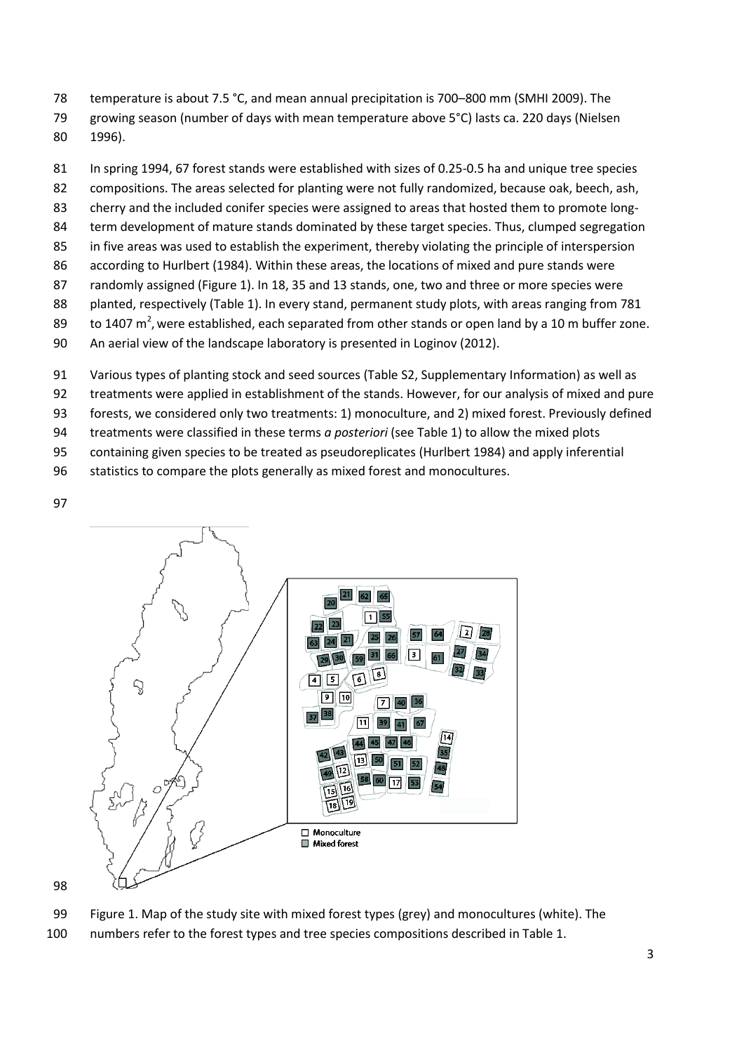temperature is about 7.5 °C, and mean annual precipitation is 700–800 mm (SMHI 2009). The growing season (number of days with mean temperature above 5°C) lasts ca. 220 days (Nielsen 1996).

In spring 1994, 67 forest stands were established with sizes of 0.25-0.5 ha and unique tree species compositions. The areas selected for planting were not fully randomized, because oak, beech, ash, cherry and the included conifer species were assigned to areas that hosted them to promote long-term development of mature stands dominated by these target species. Thus, clumped segregation in five areas was used to establish the experiment, thereby violating the principle of interspersion according to Hurlbert (1984). Within these areas, the locations of mixed and pure stands were randomly assigned (Figure 1). In 18, 35 and 13 stands, one, two and three or more species were planted, respectively (Table 1). In every stand, permanent study plots, with areas ranging from 781 to 1407 $m^2$, were established, each separated from other stands or open land by a 10 m buffer zone. An aerial view of the landscape laboratory is presented in Loginov (2012).

Various types of planting stock and seed sources (Table S2, Supplementary Information) as well as treatments were applied in establishment of the stands. However, for our analysis of mixed and pure forests, we considered only two treatments: 1) monoculture, and 2) mixed forest. Previously defined treatments were classified in these terms *a posteriori* (see Table 1) to allow the mixed plots containing given species to be treated as pseudoreplicates (Hurlbert 1984) and apply inferential statistics to compare the plots generally as mixed forest and monocultures.

Figure 1. Map of the study site with mixed forest types (grey) and monocultures (white). The numbers refer to the forest types and tree species compositions described in Table 1.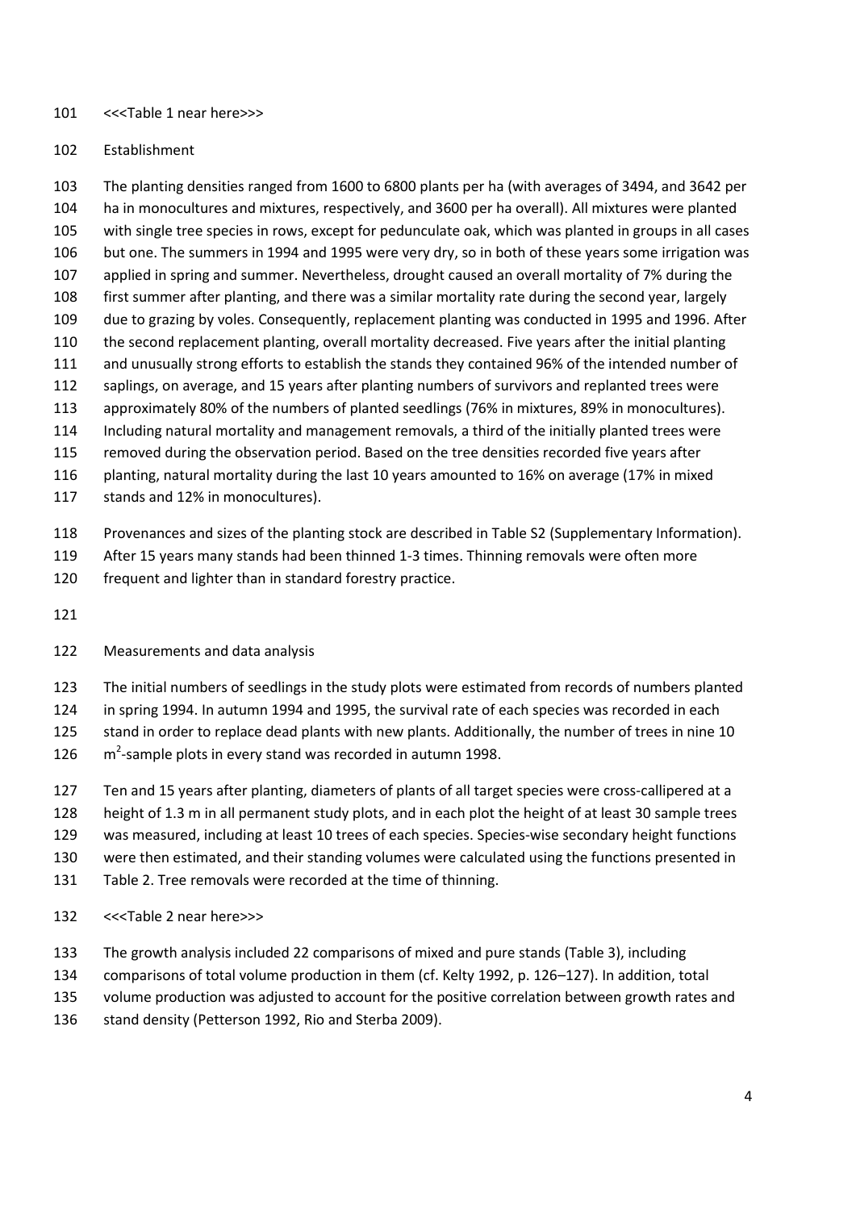<<<Table 1 near here>>>

## Establishment

The planting densities ranged from 1600 to 6800 plants per ha (with averages of 3494, and 3642 per ha in monocultures and mixtures, respectively, and 3600 per ha overall). All mixtures were planted with single tree species in rows, except for pedunculate oak, which was planted in groups in all cases but one. The summers in 1994 and 1995 were very dry, so in both of these years some irrigation was applied in spring and summer. Nevertheless, drought caused an overall mortality of 7% during the first summer after planting, and there was a similar mortality rate during the second year, largely due to grazing by voles. Consequently, replacement planting was conducted in 1995 and 1996. After the second replacement planting, overall mortality decreased. Five years after the initial planting and unusually strong efforts to establish the stands they contained 96% of the intended number of saplings, on average, and 15 years after planting numbers of survivors and replanted trees were approximately 80% of the numbers of planted seedlings (76% in mixtures, 89% in monocultures). Including natural mortality and management removals, a third of the initially planted trees were removed during the observation period. Based on the tree densities recorded five years after planting, natural mortality during the last 10 years amounted to 16% on average (17% in mixed stands and 12% in monocultures).

Provenances and sizes of the planting stock are described in Table S2 (Supplementary Information). After 15 years many stands had been thinned 1-3 times. Thinning removals were often more frequent and lighter than in standard forestry practice.

## Measurements and data analysis

The initial numbers of seedlings in the study plots were estimated from records of numbers planted in spring 1994. In autumn 1994 and 1995, the survival rate of each species was recorded in each stand in order to replace dead plants with new plants. Additionally, the number of trees in nine 10 $m^2$-sample plots in every stand was recorded in autumn 1998.

Ten and 15 years after planting, diameters of plants of all target species were cross-callipered at a height of 1.3 m in all permanent study plots, and in each plot the height of at least 30 sample trees was measured, including at least 10 trees of each species. Species-wise secondary height functions were then estimated, and their standing volumes were calculated using the functions presented in Table 2. Tree removals were recorded at the time of thinning.

<<<Table 2 near here>>>

The growth analysis included 22 comparisons of mixed and pure stands (Table 3), including comparisons of total volume production in them (cf. Kelty 1992, p. 126–127). In addition, total volume production was adjusted to account for the positive correlation between growth rates and stand density (Petterson 1992, Rio and Sterba 2009).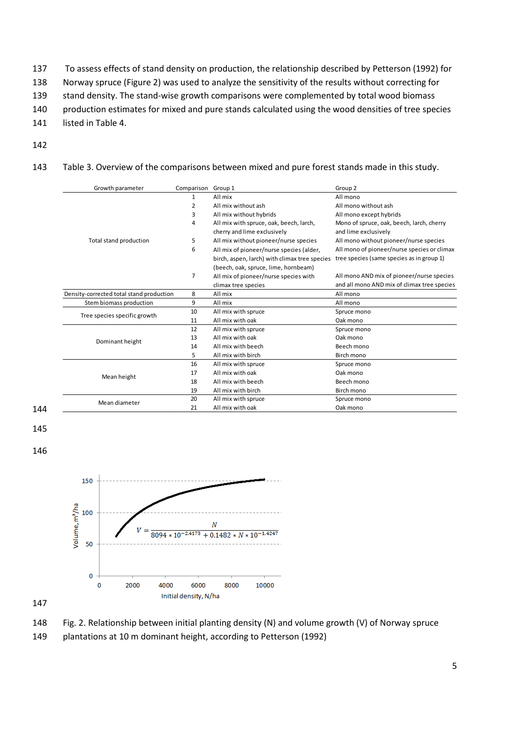To assess effects of stand density on production, the relationship described by Petterson (1992) for Norway spruce (Figure 2) was used to analyze the sensitivity of the results without correcting for stand density. The stand-wise growth comparisons were complemented by total wood biomass production estimates for mixed and pure stands calculated using the wood densities of tree species listed in Table 4.

Table 3. Overview of the comparisons between mixed and pure forest stands made in this study.

| Growth parameter | Comparison | Group 1 | Group 2 |
|---|---|---|---|
| Total stand production | 1 | All mix | All mono |
| | 2 | All mix without ash | All mono without ash |
| | 3 | All mix without hybrids | All mono except hybrids |
| | 4 | All mix with spruce, oak, beech, larch, cherry and lime exclusively | Mono of spruce, oak, beech, larch, cherry and lime exclusively |
| | 5 | All mix without pioneer/nurse species | All mono without pioneer/nurse species |
| | 6 | All mix of pioneer/nurse species (alder, birch, aspen, larch) with climax tree species (beech, oak, spruce, lime, hornbeam) | All mono of pioneer/nurse species or climax tree species (same species as in group 1) |
| | 7 | All mix of pioneer/nurse species with climax tree species | All mono AND mix of pioneer/nurse species and all mono AND mix of climax tree species |
| Density-corrected total stand production | 8 | All mix | All mono |
| Stem biomass production | 9 | All mix | All mono |
| Tree species specific growth | 10 | All mix with spruce | Spruce mono |
| | 11 | All mix with oak | Oak mono |
| Dominant height | 12 | All mix with spruce | Spruce mono |
| | 13 | All mix with oak | Oak mono |
| | 14 | All mix with beech | Beech mono |
| | 5 | All mix with birch | Birch mono |
| Mean height | 16 | All mix with spruce | Spruce mono |
| | 17 | All mix with oak | Oak mono |
| | 18 | All mix with beech | Beech mono |
| | 19 | All mix with birch | Birch mono |
| Mean diameter | 20 | All mix with spruce | Spruce mono |
| | 21 | All mix with oak | Oak mono |

$$V = \frac{N}{8094 * 10^{-2.4173} + 0.1482 * N * 10^{-1.4247}}$$

Fig. 2. Relationship between initial planting density (N) and volume growth (V) of Norway spruce plantations at 10 m dominant height, according to Petterson (1992)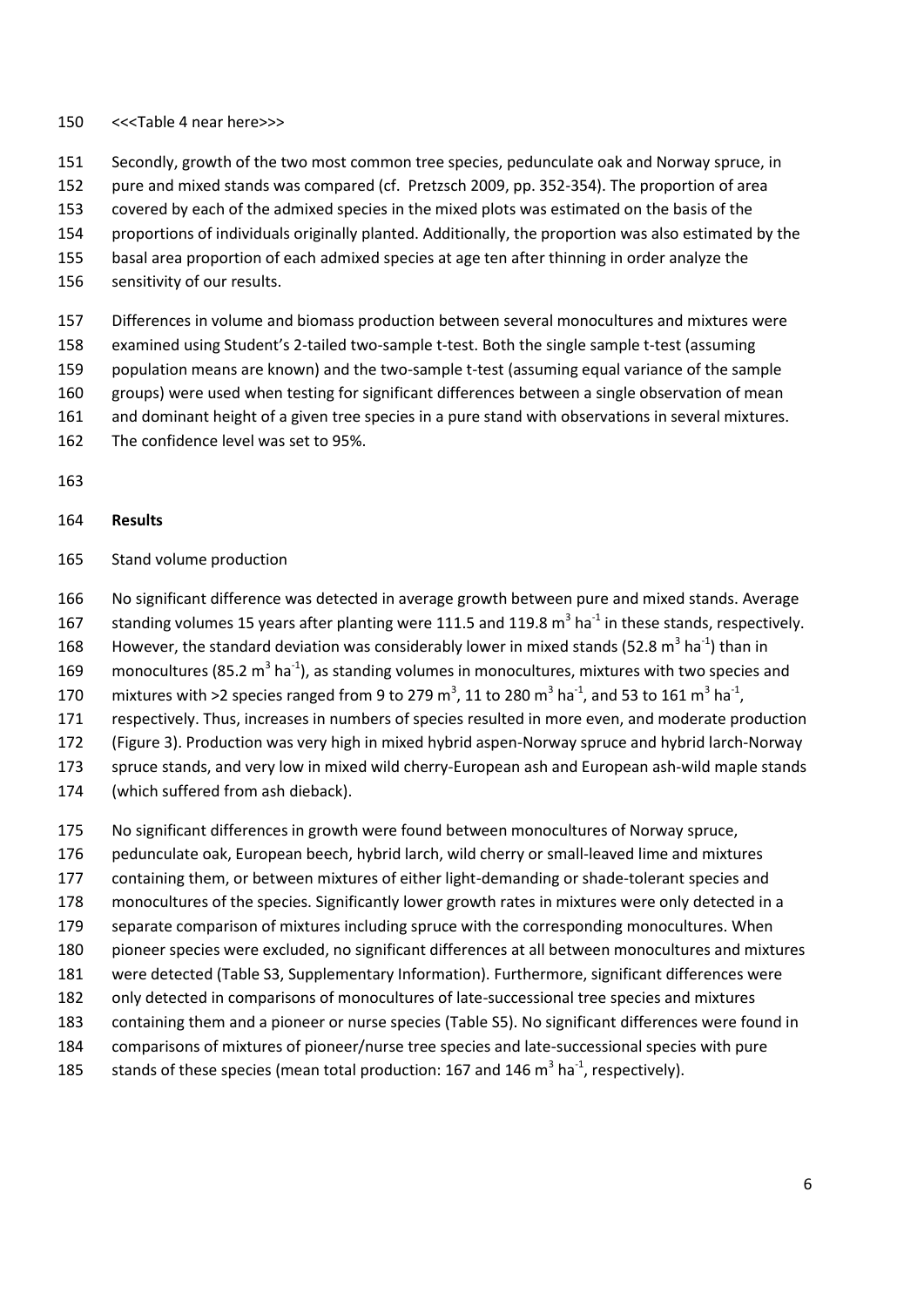<<<Table 4 near here>>>

Secondly, growth of the two most common tree species, pedunculate oak and Norway spruce, in pure and mixed stands was compared (cf. Pretzsch 2009, pp. 352-354). The proportion of area covered by each of the admixed species in the mixed plots was estimated on the basis of the proportions of individuals originally planted. Additionally, the proportion was also estimated by the basal area proportion of each admixed species at age ten after thinning in order analyze the sensitivity of our results.

Differences in volume and biomass production between several monocultures and mixtures were examined using Student's 2-tailed two-sample t-test. Both the single sample t-test (assuming population means are known) and the two-sample t-test (assuming equal variance of the sample groups) were used when testing for significant differences between a single observation of mean and dominant height of a given tree species in a pure stand with observations in several mixtures. The confidence level was set to 95%.

## Results

### Stand volume production

No significant difference was detected in average growth between pure and mixed stands. Average standing volumes 15 years after planting were 111.5 and 119.8 $m^3$ $ha^{-1}$ in these stands, respectively. However, the standard deviation was considerably lower in mixed stands (52.8 $m^3$ $ha^{-1}$) than in monocultures (85.2 $m^3$ $ha^{-1}$), as standing volumes in monocultures, mixtures with two species and mixtures with >2 species ranged from 9 to 279 $m^3$, 11 to 280 $m^3$ $ha^{-1}$, and 53 to 161 $m^3$ $ha^{-1}$, respectively. Thus, increases in numbers of species resulted in more even, and moderate production (Figure 3). Production was very high in mixed hybrid aspen-Norway spruce and hybrid larch-Norway spruce stands, and very low in mixed wild cherry-European ash and European ash-wild maple stands (which suffered from ash dieback).

No significant differences in growth were found between monocultures of Norway spruce, pedunculate oak, European beech, hybrid larch, wild cherry or small-leaved lime and mixtures containing them, or between mixtures of either light-demanding or shade-tolerant species and monocultures of the species. Significantly lower growth rates in mixtures were only detected in a separate comparison of mixtures including spruce with the corresponding monocultures. When pioneer species were excluded, no significant differences at all between monocultures and mixtures were detected (Table S3, Supplementary Information). Furthermore, significant differences were only detected in comparisons of monocultures of late-successional tree species and mixtures containing them and a pioneer or nurse species (Table S5). No significant differences were found in comparisons of mixtures of pioneer/nurse tree species and late-successional species with pure stands of these species (mean total production: 167 and 146 $m^3$ $ha^{-1}$, respectively).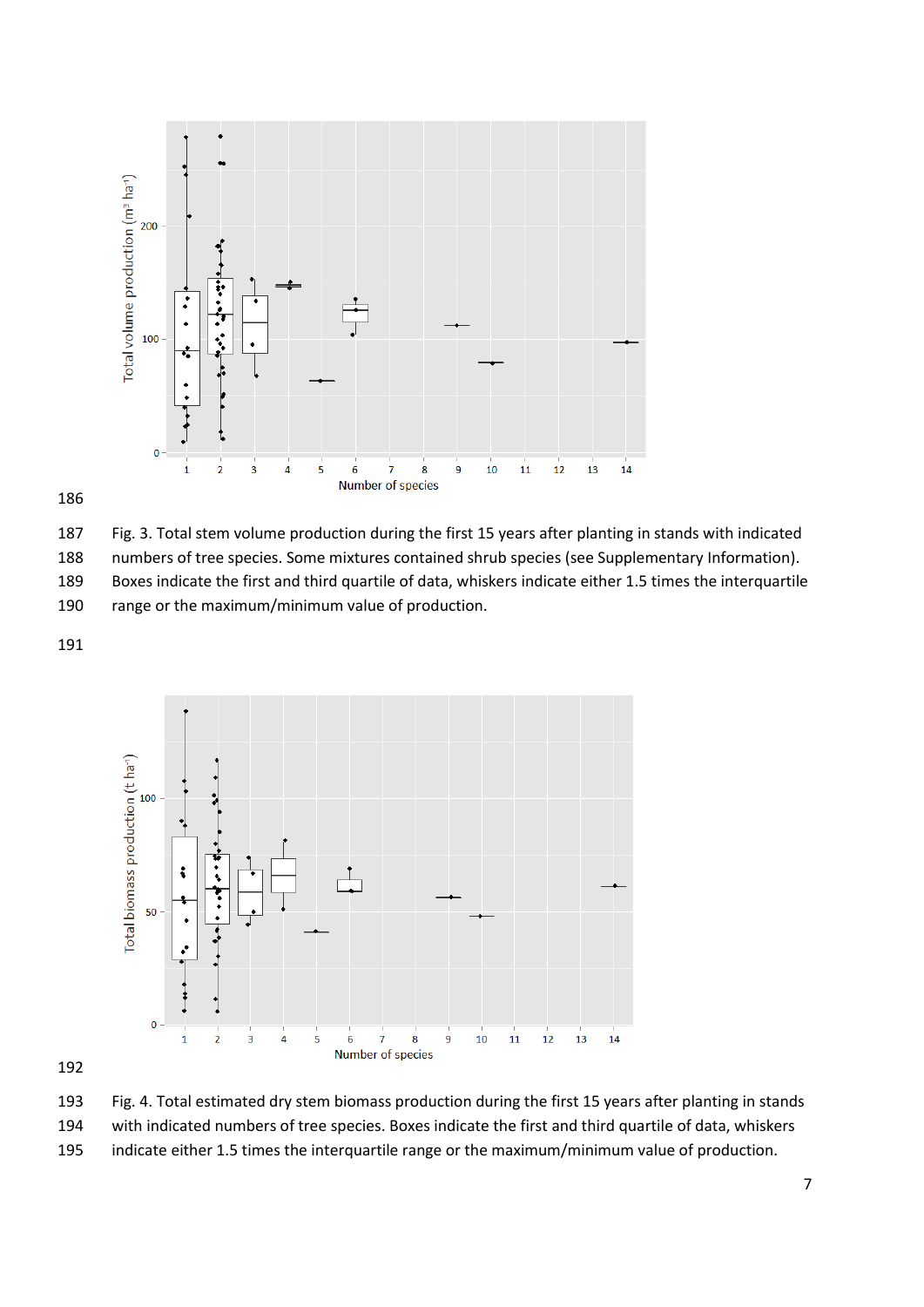Fig. 3. Total stem volume production during the first 15 years after planting in stands with indicated numbers of tree species. Some mixtures contained shrub species (see Supplementary Information). Boxes indicate the first and third quartile of data, whiskers indicate either 1.5 times the interquartile range or the maximum/minimum value of production.

Fig. 4. Total estimated dry stem biomass production during the first 15 years after planting in stands with indicated numbers of tree species. Boxes indicate the first and third quartile of data, whiskers indicate either 1.5 times the interquartile range or the maximum/minimum value of production.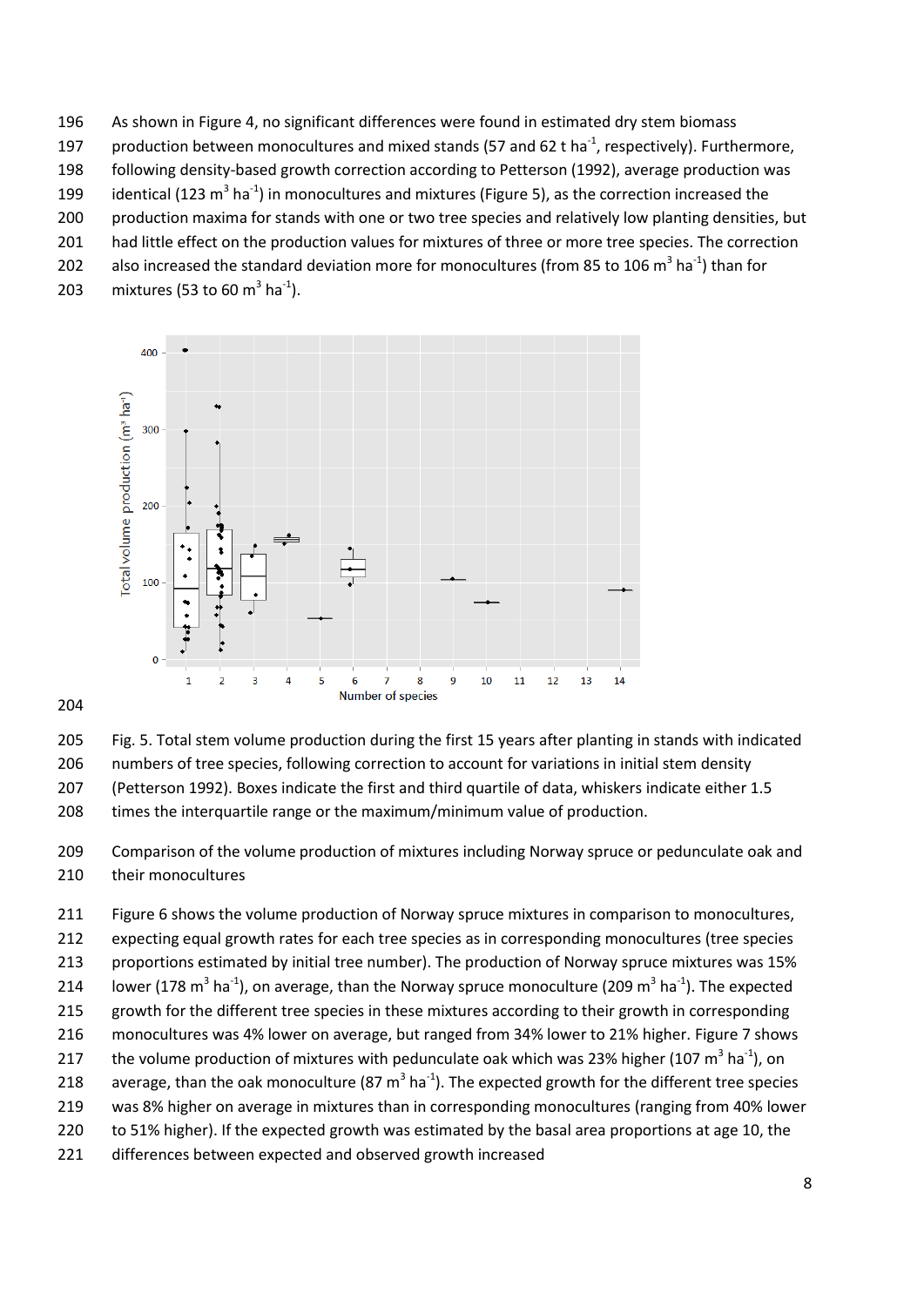As shown in Figure 4, no significant differences were found in estimated dry stem biomass production between monocultures and mixed stands (57 and 62 t ha$^{-1}$, respectively). Furthermore, following density-based growth correction according to Petterson (1992), average production was identical (123 m$^3$ ha$^{-1}$) in monocultures and mixtures (Figure 5), as the correction increased the production maxima for stands with one or two tree species and relatively low planting densities, but had little effect on the production values for mixtures of three or more tree species. The correction also increased the standard deviation more for monocultures (from 85 to 106 m$^3$ ha$^{-1}$) than for mixtures (53 to 60 m$^3$ ha$^{-1}$).

Fig. 5. Total stem volume production during the first 15 years after planting in stands with indicated numbers of tree species, following correction to account for variations in initial stem density (Petterson 1992). Boxes indicate the first and third quartile of data, whiskers indicate either 1.5 times the interquartile range or the maximum/minimum value of production.

Comparison of the volume production of mixtures including Norway spruce or pedunculate oak and their monocultures

Figure 6 shows the volume production of Norway spruce mixtures in comparison to monocultures, expecting equal growth rates for each tree species as in corresponding monocultures (tree species proportions estimated by initial tree number). The production of Norway spruce mixtures was 15% lower (178 m$^3$ ha$^{-1}$), on average, than the Norway spruce monoculture (209 m$^3$ ha$^{-1}$). The expected growth for the different tree species in these mixtures according to their growth in corresponding monocultures was 4% lower on average, but ranged from 34% lower to 21% higher. Figure 7 shows the volume production of mixtures with pedunculate oak which was 23% higher (107 m$^3$ ha$^{-1}$), on average, than the oak monoculture (87 m$^3$ ha$^{-1}$). The expected growth for the different tree species was 8% higher on average in mixtures than in corresponding monocultures (ranging from 40% lower to 51% higher). If the expected growth was estimated by the basal area proportions at age 10, the differences between expected and observed growth increased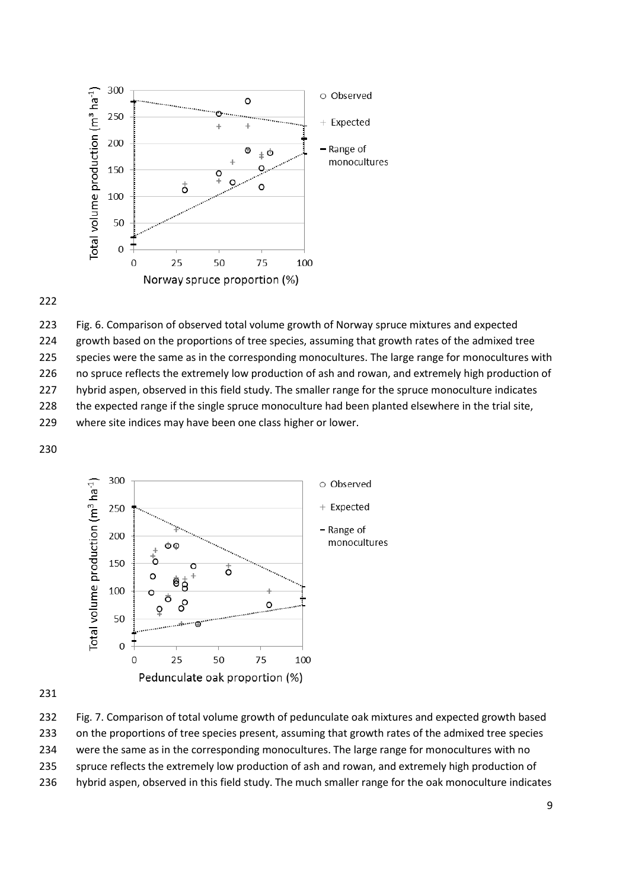Fig. 6. Comparison of observed total volume growth of Norway spruce mixtures and expected growth based on the proportions of tree species, assuming that growth rates of the admixed tree species were the same as in the corresponding monocultures. The large range for monocultures with no spruce reflects the extremely low production of ash and rowan, and extremely high production of hybrid aspen, observed in this field study. The smaller range for the spruce monoculture indicates the expected range if the single spruce monoculture had been planted elsewhere in the trial site, where site indices may have been one class higher or lower.

Fig. 7. Comparison of total volume growth of pedunculate oak mixtures and expected growth based on the proportions of tree species present, assuming that growth rates of the admixed tree species were the same as in the corresponding monocultures. The large range for monocultures with no spruce reflects the extremely low production of ash and rowan, and extremely high production of hybrid aspen, observed in this field study. The much smaller range for the oak monoculture indicates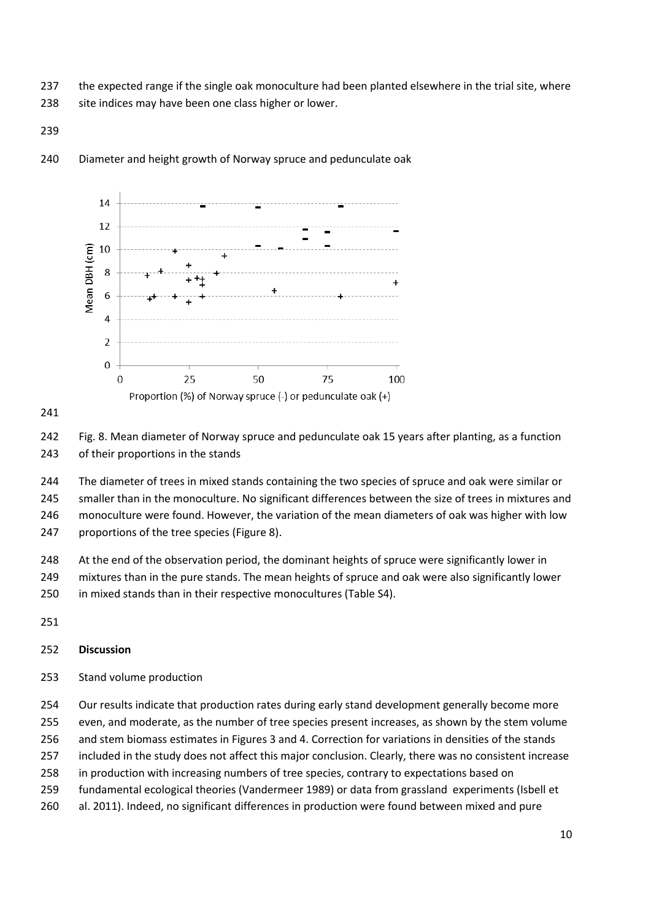the expected range if the single oak monoculture had been planted elsewhere in the trial site, where site indices may have been one class higher or lower.

Diameter and height growth of Norway spruce and pedunculate oak

Fig. 8. Mean diameter of Norway spruce and pedunculate oak 15 years after planting, as a function of their proportions in the stands

The diameter of trees in mixed stands containing the two species of spruce and oak were similar or smaller than in the monoculture. No significant differences between the size of trees in mixtures and monoculture were found. However, the variation of the mean diameters of oak was higher with low proportions of the tree species (Figure 8).

At the end of the observation period, the dominant heights of spruce were significantly lower in mixtures than in the pure stands. The mean heights of spruce and oak were also significantly lower in mixed stands than in their respective monocultures (Table S4).

## Discussion

### Stand volume production

Our results indicate that production rates during early stand development generally become more even, and moderate, as the number of tree species present increases, as shown by the stem volume and stem biomass estimates in Figures 3 and 4. Correction for variations in densities of the stands included in the study does not affect this major conclusion. Clearly, there was no consistent increase in production with increasing numbers of tree species, contrary to expectations based on fundamental ecological theories (Vandermeer 1989) or data from grassland experiments (Isbell et al. 2011). Indeed, no significant differences in production were found between mixed and pure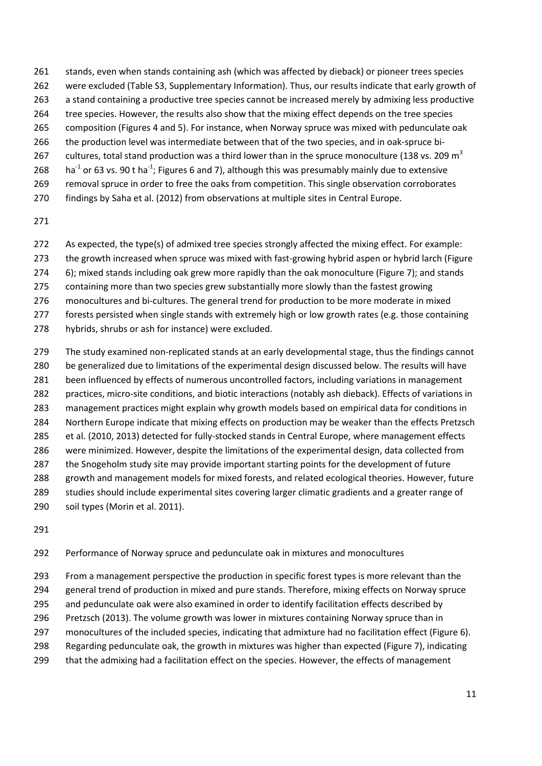stands, even when stands containing ash (which was affected by dieback) or pioneer trees species were excluded (Table S3, Supplementary Information). Thus, our results indicate that early growth of a stand containing a productive tree species cannot be increased merely by admixing less productive tree species. However, the results also show that the mixing effect depends on the tree species composition (Figures 4 and 5). For instance, when Norway spruce was mixed with pedunculate oak the production level was intermediate between that of the two species, and in oak-spruce bi-cultures, total stand production was a third lower than in the spruce monoculture (138 vs. 209 $m^3$ $ha^{-1}$ or 63 vs. 90 t $ha^{-1}$; Figures 6 and 7), although this was presumably mainly due to extensive removal spruce in order to free the oaks from competition. This single observation corroborates findings by Saha et al. (2012) from observations at multiple sites in Central Europe.

As expected, the type(s) of admixed tree species strongly affected the mixing effect. For example: the growth increased when spruce was mixed with fast-growing hybrid aspen or hybrid larch (Figure 6); mixed stands including oak grew more rapidly than the oak monoculture (Figure 7); and stands containing more than two species grew substantially more slowly than the fastest growing monocultures and bi-cultures. The general trend for production to be more moderate in mixed forests persisted when single stands with extremely high or low growth rates (e.g. those containing hybrids, shrubs or ash for instance) were excluded.

The study examined non-replicated stands at an early developmental stage, thus the findings cannot be generalized due to limitations of the experimental design discussed below. The results will have been influenced by effects of numerous uncontrolled factors, including variations in management practices, micro-site conditions, and biotic interactions (notably ash dieback). Effects of variations in management practices might explain why growth models based on empirical data for conditions in Northern Europe indicate that mixing effects on production may be weaker than the effects Pretzsch et al. (2010, 2013) detected for fully-stocked stands in Central Europe, where management effects were minimized. However, despite the limitations of the experimental design, data collected from the Snogeholm study site may provide important starting points for the development of future growth and management models for mixed forests, and related ecological theories. However, future studies should include experimental sites covering larger climatic gradients and a greater range of soil types (Morin et al. 2011).

Performance of Norway spruce and pedunculate oak in mixtures and monocultures

From a management perspective the production in specific forest types is more relevant than the general trend of production in mixed and pure stands. Therefore, mixing effects on Norway spruce and pedunculate oak were also examined in order to identify facilitation effects described by Pretzsch (2013). The volume growth was lower in mixtures containing Norway spruce than in monocultures of the included species, indicating that admixture had no facilitation effect (Figure 6). Regarding pedunculate oak, the growth in mixtures was higher than expected (Figure 7), indicating that the admixing had a facilitation effect on the species. However, the effects of management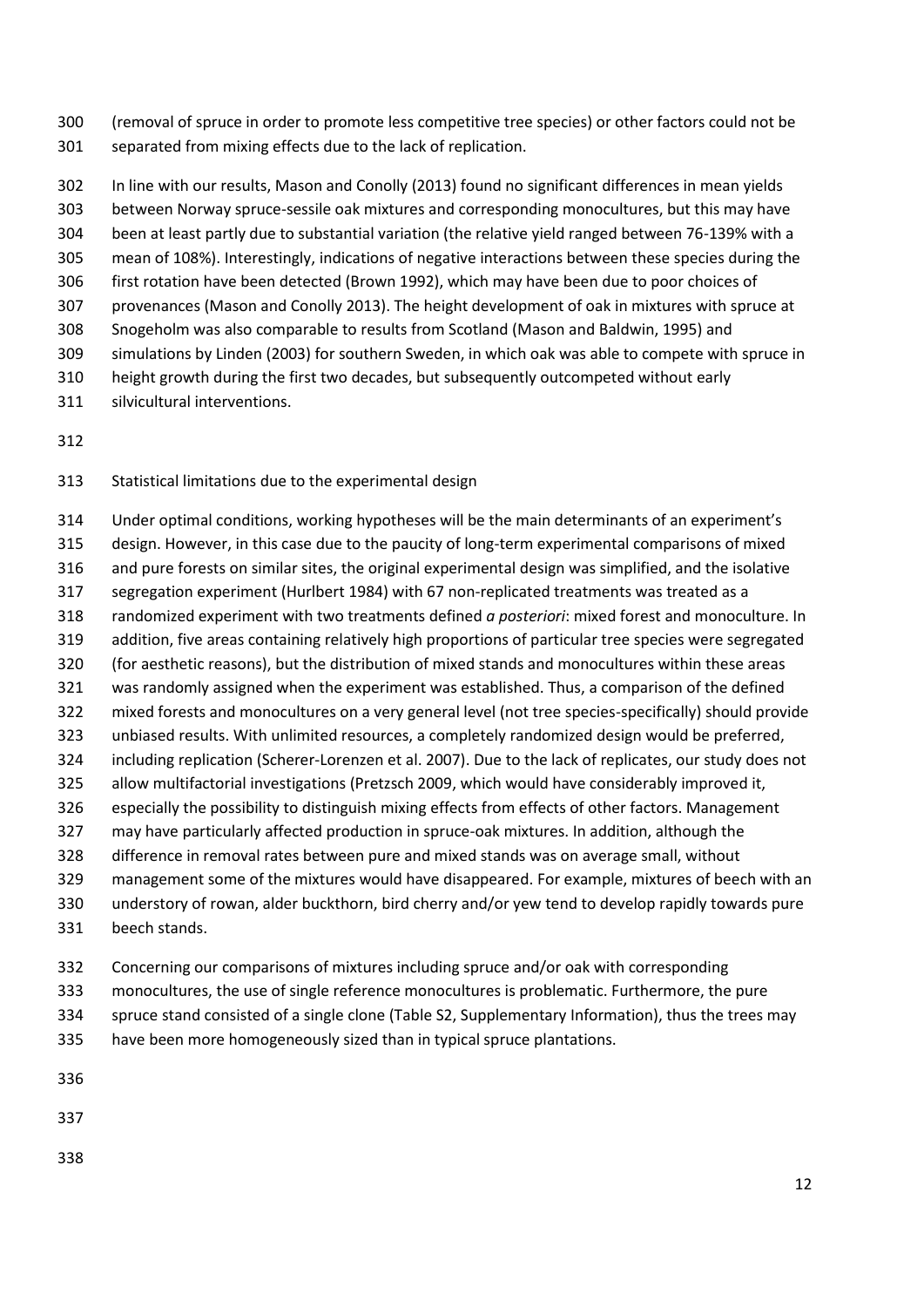(removal of spruce in order to promote less competitive tree species) or other factors could not be separated from mixing effects due to the lack of replication.

In line with our results, Mason and Conolly (2013) found no significant differences in mean yields between Norway spruce-sessile oak mixtures and corresponding monocultures, but this may have been at least partly due to substantial variation (the relative yield ranged between 76-139% with a mean of 108%). Interestingly, indications of negative interactions between these species during the first rotation have been detected (Brown 1992), which may have been due to poor choices of provenances (Mason and Conolly 2013). The height development of oak in mixtures with spruce at Snogeholm was also comparable to results from Scotland (Mason and Baldwin, 1995) and simulations by Linden (2003) for southern Sweden, in which oak was able to compete with spruce in height growth during the first two decades, but subsequently outcompeted without early silvicultural interventions.

## Statistical limitations due to the experimental design

Under optimal conditions, working hypotheses will be the main determinants of an experiment's design. However, in this case due to the paucity of long-term experimental comparisons of mixed and pure forests on similar sites, the original experimental design was simplified, and the isolative segregation experiment (Hurlbert 1984) with 67 non-replicated treatments was treated as a randomized experiment with two treatments defined *a posteriori*: mixed forest and monoculture. In addition, five areas containing relatively high proportions of particular tree species were segregated (for aesthetic reasons), but the distribution of mixed stands and monocultures within these areas was randomly assigned when the experiment was established. Thus, a comparison of the defined mixed forests and monocultures on a very general level (not tree species-specifically) should provide unbiased results. With unlimited resources, a completely randomized design would be preferred, including replication (Scherer-Lorenzen et al. 2007). Due to the lack of replicates, our study does not allow multifactorial investigations (Pretzsch 2009, which would have considerably improved it, especially the possibility to distinguish mixing effects from effects of other factors. Management may have particularly affected production in spruce-oak mixtures. In addition, although the difference in removal rates between pure and mixed stands was on average small, without management some of the mixtures would have disappeared. For example, mixtures of beech with an understory of rowan, alder buckthorn, bird cherry and/or yew tend to develop rapidly towards pure beech stands.

Concerning our comparisons of mixtures including spruce and/or oak with corresponding monocultures, the use of single reference monocultures is problematic. Furthermore, the pure spruce stand consisted of a single clone (Table S2, Supplementary Information), thus the trees may have been more homogeneously sized than in typical spruce plantations.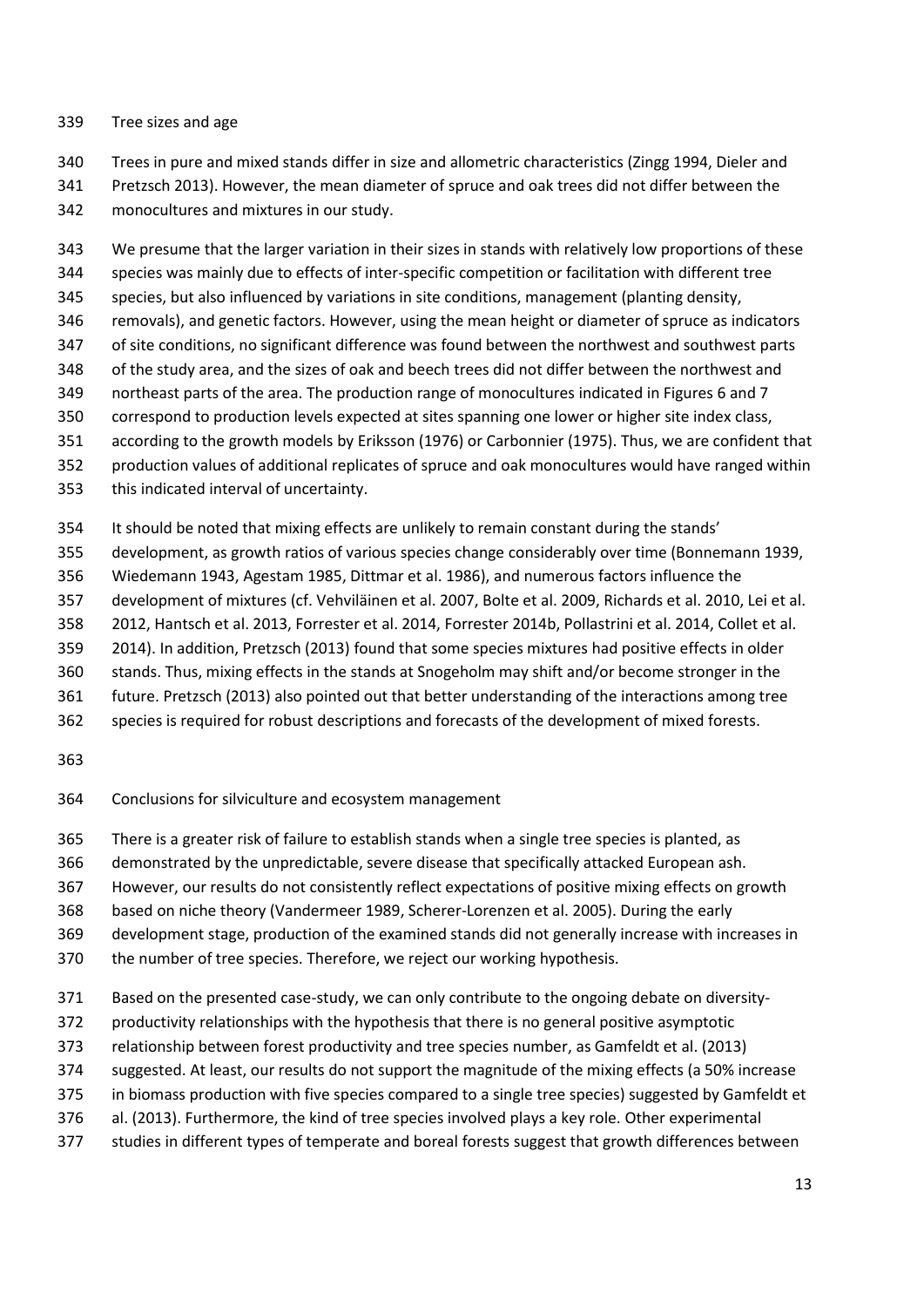### Tree sizes and age

Trees in pure and mixed stands differ in size and allometric characteristics (Zingg 1994, Dieler and Pretzsch 2013). However, the mean diameter of spruce and oak trees did not differ between the monocultures and mixtures in our study.

We presume that the larger variation in their sizes in stands with relatively low proportions of these species was mainly due to effects of inter-specific competition or facilitation with different tree species, but also influenced by variations in site conditions, management (planting density, removals), and genetic factors. However, using the mean height or diameter of spruce as indicators of site conditions, no significant difference was found between the northwest and southwest parts of the study area, and the sizes of oak and beech trees did not differ between the northwest and northeast parts of the area. The production range of monocultures indicated in Figures 6 and 7 correspond to production levels expected at sites spanning one lower or higher site index class, according to the growth models by Eriksson (1976) or Carbonnier (1975). Thus, we are confident that production values of additional replicates of spruce and oak monocultures would have ranged within this indicated interval of uncertainty.

It should be noted that mixing effects are unlikely to remain constant during the stands' development, as growth ratios of various species change considerably over time (Bonnemann 1939, Wiedemann 1943, Agestam 1985, Dittmar et al. 1986), and numerous factors influence the development of mixtures (cf. Vehviläinen et al. 2007, Bolte et al. 2009, Richards et al. 2010, Lei et al. 2012, Hantsch et al. 2013, Forrester et al. 2014, Forrester 2014b, Pollastrini et al. 2014, Collet et al. 2014). In addition, Pretzsch (2013) found that some species mixtures had positive effects in older stands. Thus, mixing effects in the stands at Snogeholm may shift and/or become stronger in the future. Pretzsch (2013) also pointed out that better understanding of the interactions among tree species is required for robust descriptions and forecasts of the development of mixed forests.

## Conclusions for silviculture and ecosystem management

There is a greater risk of failure to establish stands when a single tree species is planted, as demonstrated by the unpredictable, severe disease that specifically attacked European ash. However, our results do not consistently reflect expectations of positive mixing effects on growth based on niche theory (Vandermeer 1989, Scherer-Lorenzen et al. 2005). During the early development stage, production of the examined stands did not generally increase with increases in the number of tree species. Therefore, we reject our working hypothesis.

Based on the presented case-study, we can only contribute to the ongoing debate on diversity-productivity relationships with the hypothesis that there is no general positive asymptotic relationship between forest productivity and tree species number, as Gamfeldt et al. (2013) suggested. At least, our results do not support the magnitude of the mixing effects (a 50% increase in biomass production with five species compared to a single tree species) suggested by Gamfeldt et al. (2013). Furthermore, the kind of tree species involved plays a key role. Other experimental studies in different types of temperate and boreal forests suggest that growth differences between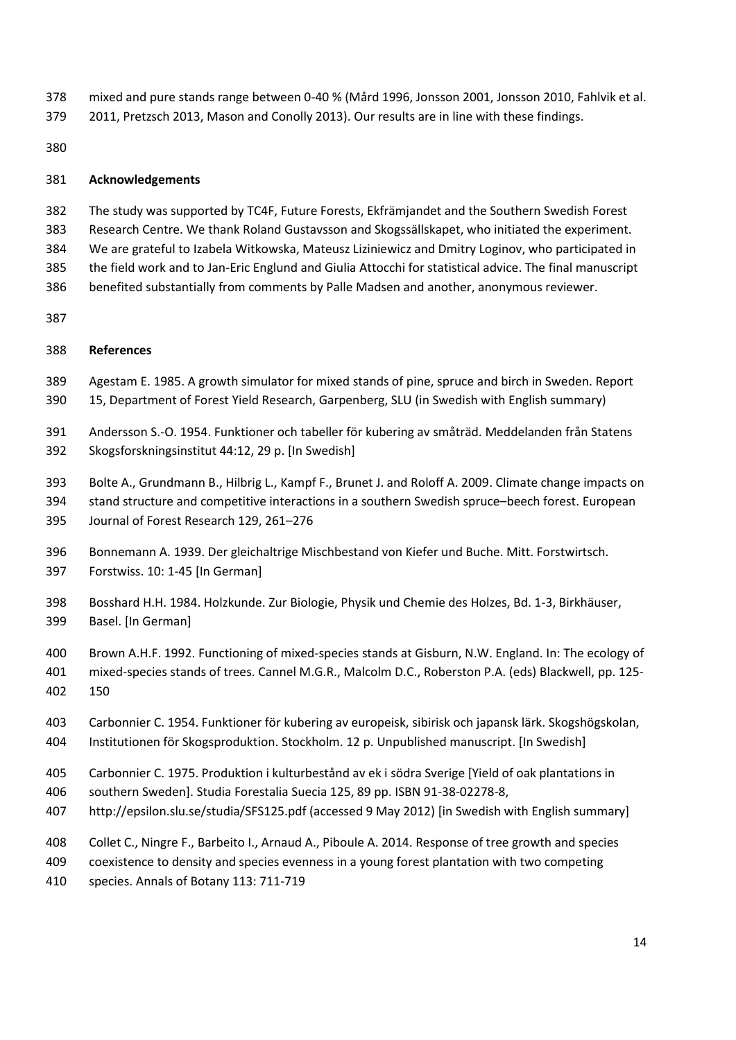mixed and pure stands range between 0-40 % (Mård 1996, Jonsson 2001, Jonsson 2010, Fahlvik et al. 2011, Pretzsch 2013, Mason and Conolly 2013). Our results are in line with these findings.

## Acknowledgements

The study was supported by TC4F, Future Forests, Ekfrämjandet and the Southern Swedish Forest Research Centre. We thank Roland Gustavsson and Skogssällskapet, who initiated the experiment. We are grateful to Izabela Witkowska, Mateusz Liziniewicz and Dmitry Loginov, who participated in the field work and to Jan-Eric Englund and Giulia Attocchi for statistical advice. The final manuscript benefited substantially from comments by Palle Madsen and another, anonymous reviewer.

## References

Agestam E. 1985. A growth simulator for mixed stands of pine, spruce and birch in Sweden. Report 15, Department of Forest Yield Research, Garpenberg, SLU (in Swedish with English summary)

Andersson S.-O. 1954. Funktioner och tabeller för kubering av småträd. Meddelanden från Statens Skogsforskningsinstitut 44:12, 29 p. [In Swedish]

Bolte A., Grundmann B., Hilbrig L., Kampf F., Brunet J. and Roloff A. 2009. Climate change impacts on stand structure and competitive interactions in a southern Swedish spruce–beech forest. European Journal of Forest Research 129, 261–276

Bonnemann A. 1939. Der gleichaltrige Mischbestand von Kiefer und Buche. Mitt. Forstwirtsch. Forstwiss. 10: 1-45 [In German]

Bosshard H.H. 1984. Holzkunde. Zur Biologie, Physik und Chemie des Holzes, Bd. 1-3, Birkhäuser, Basel. [In German]

Brown A.H.F. 1992. Functioning of mixed-species stands at Gisburn, N.W. England. In: The ecology of mixed-species stands of trees. Cannel M.G.R., Malcolm D.C., Roberston P.A. (eds) Blackwell, pp. 125-150

Carbonnier C. 1954. Funktioner för kubering av europeisk, sibirisk och japansk lärk. Skogshögskolan, Institutionen för Skogsproduktion. Stockholm. 12 p. Unpublished manuscript. [In Swedish]

Carbonnier C. 1975. Produktion i kulturbestånd av ek i södra Sverige [Yield of oak plantations in southern Sweden]. Studia Forestalia Suecia 125, 89 pp. ISBN 91-38-02278-8, http://epsilon.slu.se/studia/SFS125.pdf (accessed 9 May 2012) [in Swedish with English summary]

Collet C., Ningre F., Barbeito I., Arnaud A., Piboule A. 2014. Response of tree growth and species coexistence to density and species evenness in a young forest plantation with two competing species. Annals of Botany 113: 711-719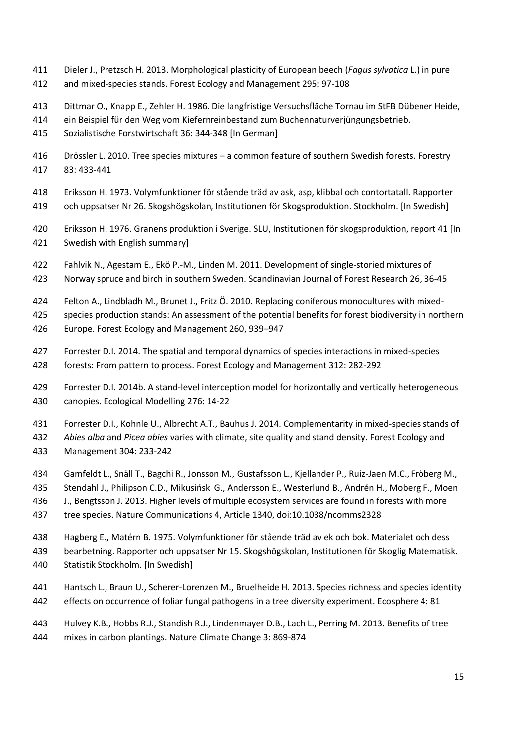Dieler J., Pretzsch H. 2013. Morphological plasticity of European beech (*Fagus sylvatica* L.) in pure and mixed-species stands. Forest Ecology and Management 295: 97-108

Dittmar O., Knapp E., Zehler H. 1986. Die langfristige Versuchsfläche Tornau im StFB Dübener Heide, ein Beispiel für den Weg vom Kiefernreinbestand zum Buchennaturverjüngungsbetrieb. Sozialistische Forstwirtschaft 36: 344-348 [In German]

Drössler L. 2010. Tree species mixtures – a common feature of southern Swedish forests. Forestry 83: 433-441

Eriksson H. 1973. Volymfunktioner för stående träd av ask, asp, klibbal och contortatall. Rapporter och uppsatser Nr 26. Skogshögskolan, Institutionen för Skogsproduktion. Stockholm. [In Swedish]

Eriksson H. 1976. Granens produktion i Sverige. SLU, Institutionen för skogsproduktion, report 41 [In Swedish with English summary]

Fahlvik N., Agestam E., Ekö P.-M., Linden M. 2011. Development of single-storied mixtures of Norway spruce and birch in southern Sweden. Scandinavian Journal of Forest Research 26, 36-45

Felton A., Lindbladh M., Brunet J., Fritz Ö. 2010. Replacing coniferous monocultures with mixed-species production stands: An assessment of the potential benefits for forest biodiversity in northern Europe. Forest Ecology and Management 260, 939–947

Forrester D.I. 2014. The spatial and temporal dynamics of species interactions in mixed-species forests: From pattern to process. Forest Ecology and Management 312: 282-292

Forrester D.I. 2014b. A stand-level interception model for horizontally and vertically heterogeneous canopies. Ecological Modelling 276: 14-22

Forrester D.I., Kohnle U., Albrecht A.T., Bauhus J. 2014. Complementarity in mixed-species stands of *Abies alba* and *Picea abies* varies with climate, site quality and stand density. Forest Ecology and Management 304: 233-242

Gamfeldt L., Snäll T., Bagchi R., Jonsson M., Gustafsson L., Kjellander P., Ruiz-Jaen M.C., Fröberg M., Stendahl J., Philipson C.D., Mikusiński G., Andersson E., Westerlund B., Andrén H., Moberg F., Moen J., Bengtsson J. 2013. Higher levels of multiple ecosystem services are found in forests with more tree species. Nature Communications 4, Article 1340, doi:10.1038/ncomms2328

Hagberg E., Matérn B. 1975. Volymfunktioner för stående träd av ek och bok. Materialet och dess bearbetning. Rapporter och uppsatser Nr 15. Skogshögskolan, Institutionen för Skoglig Matematisk. Statistik Stockholm. [In Swedish]

Hantsch L., Braun U., Scherer-Lorenzen M., Bruelheide H. 2013. Species richness and species identity effects on occurrence of foliar fungal pathogens in a tree diversity experiment. Ecosphere 4: 81

Hulvey K.B., Hobbs R.J., Standish R.J., Lindenmayer D.B., Lach L., Perring M. 2013. Benefits of tree mixes in carbon plantings. Nature Climate Change 3: 869-874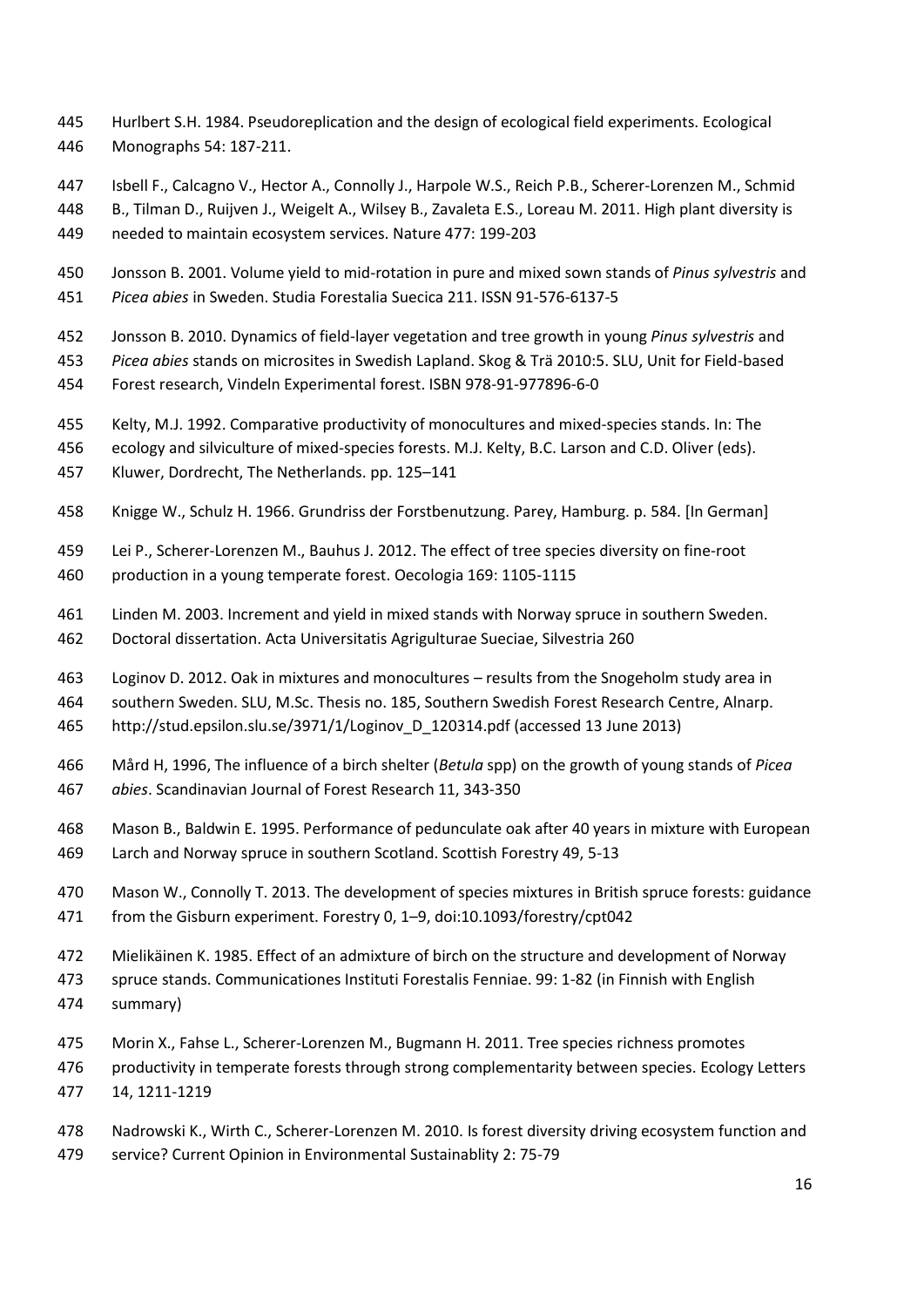Hurlbert S.H. 1984. Pseudoreplication and the design of ecological field experiments. Ecological Monographs 54: 187-211.

Isbell F., Calcagno V., Hector A., Connolly J., Harpole W.S., Reich P.B., Scherer-Lorenzen M., Schmid B., Tilman D., Ruijven J., Weigelt A., Wilsey B., Zavaleta E.S., Loreau M. 2011. High plant diversity is needed to maintain ecosystem services. Nature 477: 199-203

Jonsson B. 2001. Volume yield to mid-rotation in pure and mixed sown stands of *Pinus sylvestris* and *Picea abies* in Sweden. Studia Forestalia Suecica 211. ISSN 91-576-6137-5

Jonsson B. 2010. Dynamics of field-layer vegetation and tree growth in young *Pinus sylvestris* and *Picea abies* stands on microsites in Swedish Lapland. Skog & Trä 2010:5. SLU, Unit for Field-based Forest research, Vindeln Experimental forest. ISBN 978-91-977896-6-0

Kelty, M.J. 1992. Comparative productivity of monocultures and mixed-species stands. In: The ecology and silviculture of mixed-species forests. M.J. Kelty, B.C. Larson and C.D. Oliver (eds). Kluwer, Dordrecht, The Netherlands. pp. 125–141

Knigge W., Schulz H. 1966. Grundriss der Forstbenutzung. Parey, Hamburg. p. 584. [In German]

Lei P., Scherer-Lorenzen M., Bauhus J. 2012. The effect of tree species diversity on fine-root production in a young temperate forest. Oecologia 169: 1105-1115

Linden M. 2003. Increment and yield in mixed stands with Norway spruce in southern Sweden. Doctoral dissertation. Acta Universitatis Agrigulturae Sueciae, Silvestria 260

Loginov D. 2012. Oak in mixtures and monocultures – results from the Snogeholm study area in southern Sweden. SLU, M.Sc. Thesis no. 185, Southern Swedish Forest Research Centre, Alnarp. http://stud.epsilon.slu.se/3971/1/Loginov_D_120314.pdf (accessed 13 June 2013)

Mård H, 1996, The influence of a birch shelter (*Betula* spp) on the growth of young stands of *Picea abies*. Scandinavian Journal of Forest Research 11, 343-350

Mason B., Baldwin E. 1995. Performance of pedunculate oak after 40 years in mixture with European Larch and Norway spruce in southern Scotland. Scottish Forestry 49, 5-13

Mason W., Connolly T. 2013. The development of species mixtures in British spruce forests: guidance from the Gisburn experiment. Forestry 0, 1–9, doi:10.1093/forestry/cpt042

Mielikäinen K. 1985. Effect of an admixture of birch on the structure and development of Norway spruce stands. Communicationes Instituti Forestalis Fenniae. 99: 1-82 (in Finnish with English summary)

Morin X., Fahse L., Scherer-Lorenzen M., Bugmann H. 2011. Tree species richness promotes productivity in temperate forests through strong complementarity between species. Ecology Letters 14, 1211-1219

Nadrowski K., Wirth C., Scherer-Lorenzen M. 2010. Is forest diversity driving ecosystem function and service? Current Opinion in Environmental Sustainablity 2: 75-79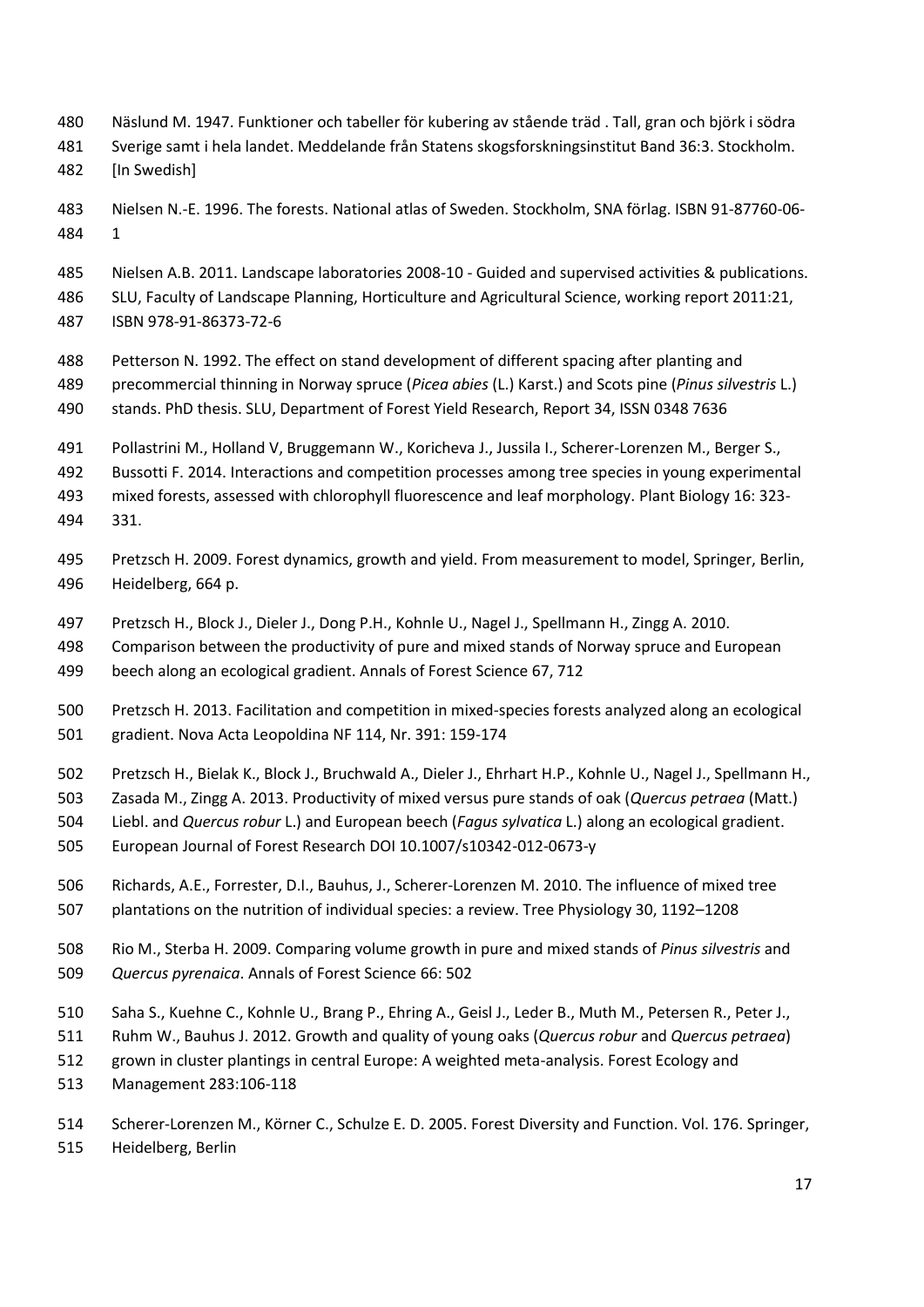Näslund M. 1947. Funktioner och tabeller för kubering av stående träd . Tall, gran och björk i södra Sverige samt i hela landet. Meddelande från Statens skogsforskningsinstitut Band 36:3. Stockholm. [In Swedish]

Nielsen N.-E. 1996. The forests. National atlas of Sweden. Stockholm, SNA förlag. ISBN 91-87760-06-1

Nielsen A.B. 2011. Landscape laboratories 2008-10 - Guided and supervised activities & publications. SLU, Faculty of Landscape Planning, Horticulture and Agricultural Science, working report 2011:21, ISBN 978-91-86373-72-6

Petterson N. 1992. The effect on stand development of different spacing after planting and precommercial thinning in Norway spruce (*Picea abies* (L.) Karst.) and Scots pine (*Pinus silvestris* L.) stands. PhD thesis. SLU, Department of Forest Yield Research, Report 34, ISSN 0348 7636

Pollastrini M., Holland V, Bruggemann W., Koricheva J., Jussila I., Scherer-Lorenzen M., Berger S., Bussotti F. 2014. Interactions and competition processes among tree species in young experimental mixed forests, assessed with chlorophyll fluorescence and leaf morphology. Plant Biology 16: 323-331.

Pretzsch H. 2009. Forest dynamics, growth and yield. From measurement to model, Springer, Berlin, Heidelberg, 664 p.

Pretzsch H., Block J., Dieler J., Dong P.H., Kohnle U., Nagel J., Spellmann H., Zingg A. 2010. Comparison between the productivity of pure and mixed stands of Norway spruce and European beech along an ecological gradient. Annals of Forest Science 67, 712

Pretzsch H. 2013. Facilitation and competition in mixed-species forests analyzed along an ecological gradient. Nova Acta Leopoldina NF 114, Nr. 391: 159-174

Pretzsch H., Bielak K., Block J., Bruchwald A., Dieler J., Ehrhart H.P., Kohnle U., Nagel J., Spellmann H., Zasada M., Zingg A. 2013. Productivity of mixed versus pure stands of oak (*Quercus petraea* (Matt.) Liebl. and *Quercus robur* L.) and European beech (*Fagus sylvatica* L.) along an ecological gradient. European Journal of Forest Research DOI 10.1007/s10342-012-0673-y

Richards, A.E., Forrester, D.I., Bauhus, J., Scherer-Lorenzen M. 2010. The influence of mixed tree plantations on the nutrition of individual species: a review. Tree Physiology 30, 1192–1208

Rio M., Sterba H. 2009. Comparing volume growth in pure and mixed stands of *Pinus silvestris* and *Quercus pyrenaica*. Annals of Forest Science 66: 502

Saha S., Kuehne C., Kohnle U., Brang P., Ehring A., Geisl J., Leder B., Muth M., Petersen R., Peter J., Ruhm W., Bauhus J. 2012. Growth and quality of young oaks (*Quercus robur* and *Quercus petraea*) grown in cluster plantings in central Europe: A weighted meta-analysis. Forest Ecology and Management 283:106-118

Scherer-Lorenzen M., Körner C., Schulze E. D. 2005. Forest Diversity and Function. Vol. 176. Springer, Heidelberg, Berlin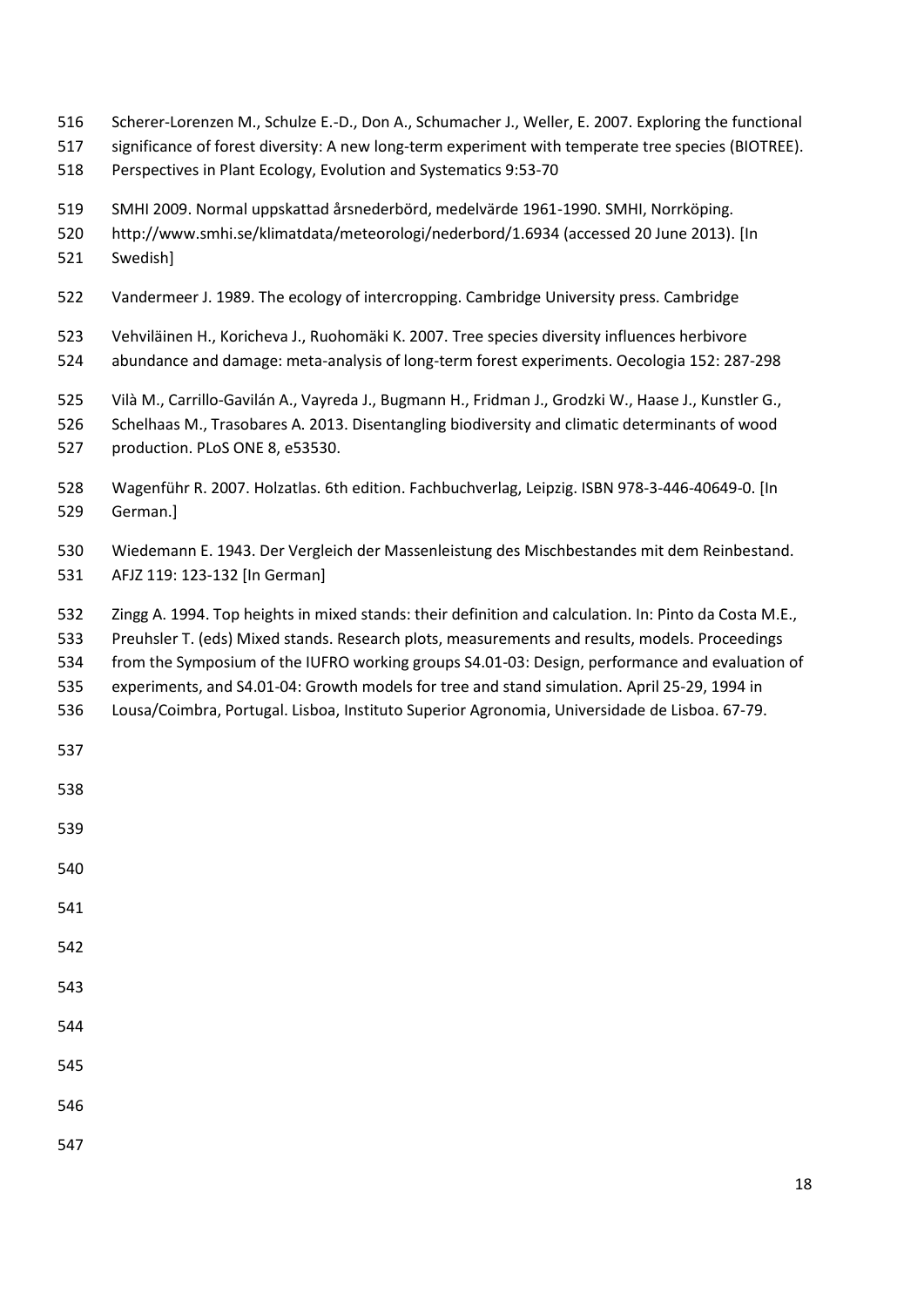Scherer-Lorenzen M., Schulze E.-D., Don A., Schumacher J., Weller, E. 2007. Exploring the functional significance of forest diversity: A new long-term experiment with temperate tree species (BIOTREE). Perspectives in Plant Ecology, Evolution and Systematics 9:53-70

SMHI 2009. Normal uppskattad årsnederbörd, medelvärde 1961-1990. SMHI, Norrköping. http://www.smhi.se/klimatdata/meteorologi/nederbord/1.6934 (accessed 20 June 2013). [In Swedish]

Vandermeer J. 1989. The ecology of intercropping. Cambridge University press. Cambridge

Vehviläinen H., Koricheva J., Ruohomäki K. 2007. Tree species diversity influences herbivore abundance and damage: meta-analysis of long-term forest experiments. Oecologia 152: 287-298

Vilà M., Carrillo-Gavilán A., Vayreda J., Bugmann H., Fridman J., Grodzki W., Haase J., Kunstler G., Schelhaas M., Trasobares A. 2013. Disentangling biodiversity and climatic determinants of wood production. PLoS ONE 8, e53530.

Wagenführ R. 2007. Holzatlas. 6th edition. Fachbuchverlag, Leipzig. ISBN 978-3-446-40649-0. [In German.]

Wiedemann E. 1943. Der Vergleich der Massenleistung des Mischbestandes mit dem Reinbestand. AFJZ 119: 123-132 [In German]

Zingg A. 1994. Top heights in mixed stands: their definition and calculation. In: Pinto da Costa M.E., Preuhsler T. (eds) Mixed stands. Research plots, measurements and results, models. Proceedings from the Symposium of the IUFRO working groups S4.01-03: Design, performance and evaluation of experiments, and S4.01-04: Growth models for tree and stand simulation. April 25-29, 1994 in Lousa/Coimbra, Portugal. Lisboa, Instituto Superior Agronomia, Universidade de Lisboa. 67-79.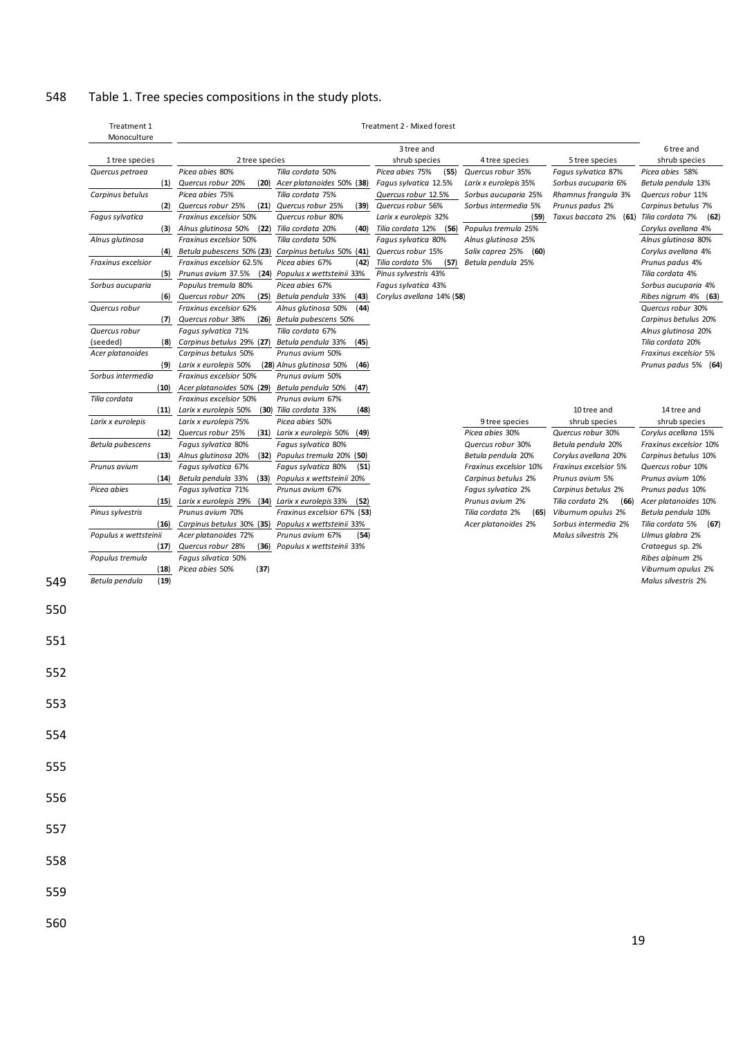Table 1. Tree species compositions in the study plots.

| Treatment | Number of species | Plot | Species composition |
|---|---|---|---|
| Treatment 1 Monoculture | 1 tree species | (1) | *Quercus petraea* |
| | | (2) | *Carpinus betulus* |
| | | (3) | *Fagus sylvatica* |
| | | (4) | *Alnus glutinosa* |
| | | (5) | *Fraxinus excelsior* |
| | | (6) | *Sorbus aucuparia* |
| | | (7) | *Quercus robur* |
| | | (8) | *Quercus robur* (seeded) |
| | | (9) | *Acer platanoides* |
| | | (10) | *Sorbus intermedia* |
| | | (11) | *Tilia cordata* |
| | | (12) | *Larix x eurolepis* |
| | | (13) | *Betula pubescens* |
| | | (14) | *Prunus avium* |
| | | (15) | *Picea abies* |
| | | (16) | *Pinus sylvestris* |
| | | (17) | *Populus x wettsteinii* |
| | | (18) | *Populus tremula* |
| | | (19) | *Betula pendula* |
| Treatment 2 - Mixed forest | 2 tree species | (20) | *Picea abies* 80%, *Quercus robur* 20% |
| | | (21) | *Picea abies* 75%, *Quercus robur* 25% |
| | | (22) | *Fraxinus excelsior* 50%, *Alnus glutinosa* 50% |
| | | (23) | *Fraxinus excelsior* 50%, *Betula pubescens* 50% |
| | | (24) | *Fraxinus excelsior* 62.5%, *Prunus avium* 37.5% |
| | | (25) | *Populus tremula* 80%, *Quercus robur* 20% |
| | | (26) | *Fraxinus excelsior* 62%, *Quercus robur* 38% |
| | | (27) | *Fagus sylvatica* 71%, *Carpinus betulus* 29% |
| | | (28) | *Carpinus betulus* 50%, *Larix x eurolepis* 50% |
| | | (29) | *Fraxinus excelsior* 50%, *Acer platanoides* 50% |
| | | (30) | *Fraxinus excelsior* 50%, *Larix x eurolepis* 50% |
| | | (31) | *Larix x eurolepis* 75%, *Quercus robur* 25% |
| | | (32) | *Fagus sylvatica* 80%, *Alnus glutinosa* 20% |
| | | (33) | *Fagus sylvatica* 67%, *Betula pendula* 33% |
| | | (34) | *Fagus sylvatica* 71%, *Larix x eurolepis* 29% |
| | | (35) | *Prunus avium* 70%, *Carpinus betulus* 30% |
| | | (36) | *Acer platanoides* 72%, *Quercus robur* 28% |
| | | (37) | *Fagus silvatica* 50%, *Picea abies* 50% |
| | | (38) | *Tilia cordata* 50%, *Acer platanoides* 50% |
| | | (39) | *Tilia cordata* 75%, *Quercus robur* 25% |
| | | (40) | *Quercus robur* 80%, *Tilia cordata* 20% |
| | | (41) | *Tilia cordata* 50%, *Carpinus betulus* 50% |
| | | (42) | *Picea abies* 67%, *Populus x wettsteinii* 33% |
| | | (43) | *Picea abies* 67%, *Betula pendula* 33% |
| | | (44) | *Alnus glutinosa* 50%, *Betula pubescens* 50% |
| | | (45) | *Tilia cordata* 67%, *Betula pendula* 33% |
| | | (46) | *Prunus avium* 50%, *Alnus glutinosa* 50% |
| | | (47) | *Prunus avium* 50%, *Betula pendula* 50% |
| | | (48) | *Prunus avium* 67%, *Tilia cordata* 33% |
| | | (49) | *Picea abies* 50%, *Larix x eurolepis* 50% |
| | | (50) | *Fagus sylvatica* 80%, *Populus tremula* 20% |
| | | (51) | *Fagus sylvatica* 80%, *Populus x wettsteinii* 20% |
| | | (52) | *Prunus avium* 67%, *Larix x eurolepis* 33% |
| | | (53) | *Fraxinus excelsior* 67%, *Populus x wettsteinii* 33% |
| | | (54) | *Prunus avium* 67%, *Populus x wettsteinii* 33% |
| | 3 tree and shrub species | (55) | *Picea abies* 75%, *Fagus sylvatica* 12.5%, *Quercus robur* 12.5% |
| | | (56) | *Quercus robur* 56%, *Larix x eurolepis* 32%, *Tilia cordata* 12% |
| | | (57) | *Fagus sylvatica* 80%, *Quercus robur* 15%, *Tilia cordata* 5% |
| | | (58) | *Pinus sylvestris* 43%, *Fagus sylvatica* 43%, *Corylus avellana* 14% |
| | 4 tree species | (59) | *Quercus robur* 35%, *Larix x eurolepis* 35%, *Sorbus aucuparia* 25%, *Sorbus intermedia* 5% |
| | | (60) | *Populus tremula* 25%, *Alnus glutinosa* 25%, *Salix caprea* 25%, *Betula pendula* 25% |
| | 5 tree species | (61) | *Fagus sylvatica* 87%, *Sorbus aucuparia* 6%, *Rhamnus frangula* 3%, *Prunus padus* 2%, *Taxus baccata* 2% |
| | 6 tree and shrub species | (62) | *Picea abies* 58%, *Betula pendula* 13%, *Quercus robur* 11%, *Carpinus betulus* 7%, *Tilia cordata* 7%, *Corylus avellana* 4% |
| | | (63) | *Alnus glutinosa* 80%, *Corylus avellana* 4%, *Prunus padus* 4%, *Tilia cordata* 4%, *Sorbus aucuparia* 4%, *Ribes nigrum* 4% |
| | | (64) | *Quercus robur* 30%, *Carpinus betulus* 20%, *Alnus glutinosa* 20%, *Tilia cordata* 20%, *Fraxinus excelsior* 5%, *Prunus padus* 5% |
| | 9 tree species | (65) | *Picea abies* 30%, *Quercus robur* 30%, *Betula pendula* 20%, *Fraxinus excelsior* 10%, *Carpinus betulus* 2%, *Fagus sylvatica* 2%, *Prunus avium* 2%, *Tilia cordata* 2%, *Acer platanoides* 2% |
| | 10 tree and shrub species | (66) | *Quercus robur* 30%, *Betula pendula* 20%, *Corylus avellana* 20%, *Fraxinus excelsior* 5%, *Prunus avium* 5%, *Carpinus betulus* 2%, *Tilia cordata* 2%, *Viburnum opulus* 2%, *Sorbus intermedia* 2%, *Malus silvestris* 2% |
| | 14 tree and shrub species | (67) | *Corylus acellana* 15%, *Fraxinus excelsior* 10%, *Carpinus betulus* 10%, *Quercus robur* 10%, *Prunus avium* 10%, *Prunus padus* 10%, *Acer platanoides* 10%, *Betula pendula* 10%, *Tilia cordata* 5%, *Ulmus glabra* 2%, *Crataegus* sp. 2%, *Ribes alpinum* 2%, *Viburnum opulus* 2%, *Malus silvestris* 2% |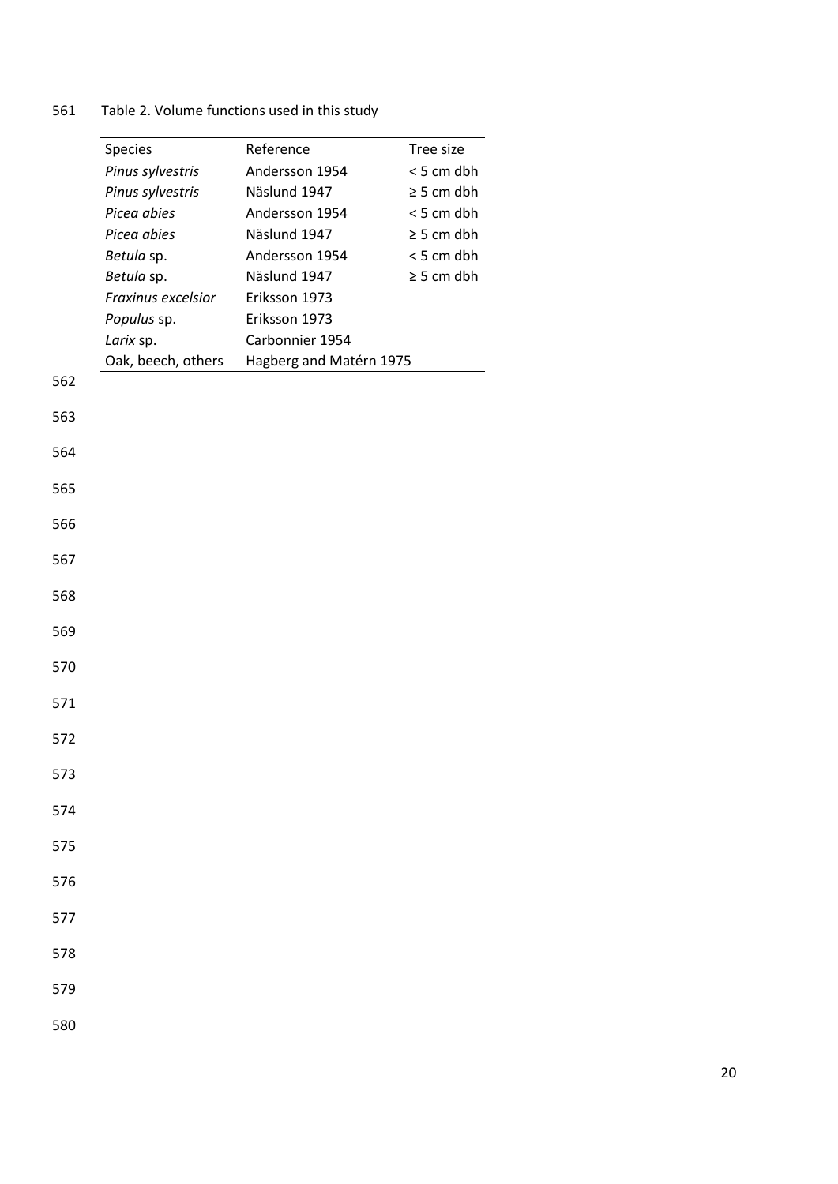Table 2. Volume functions used in this study

| Species | Reference | Tree size |
| --- | --- | --- |
| *Pinus sylvestris* | Andersson 1954 | < 5 cm dbh |
| *Pinus sylvestris* | Näslund 1947 | ≥ 5 cm dbh |
| *Picea abies* | Andersson 1954 | < 5 cm dbh |
| *Picea abies* | Näslund 1947 | ≥ 5 cm dbh |
| *Betula* sp. | Andersson 1954 | < 5 cm dbh |
| *Betula* sp. | Näslund 1947 | ≥ 5 cm dbh |
| *Fraxinus excelsior* | Eriksson 1973 | |
| *Populus* sp. | Eriksson 1973 | |
| *Larix* sp. | Carbonnier 1954 | |
| Oak, beech, others | Hagberg and Matérn 1975 | |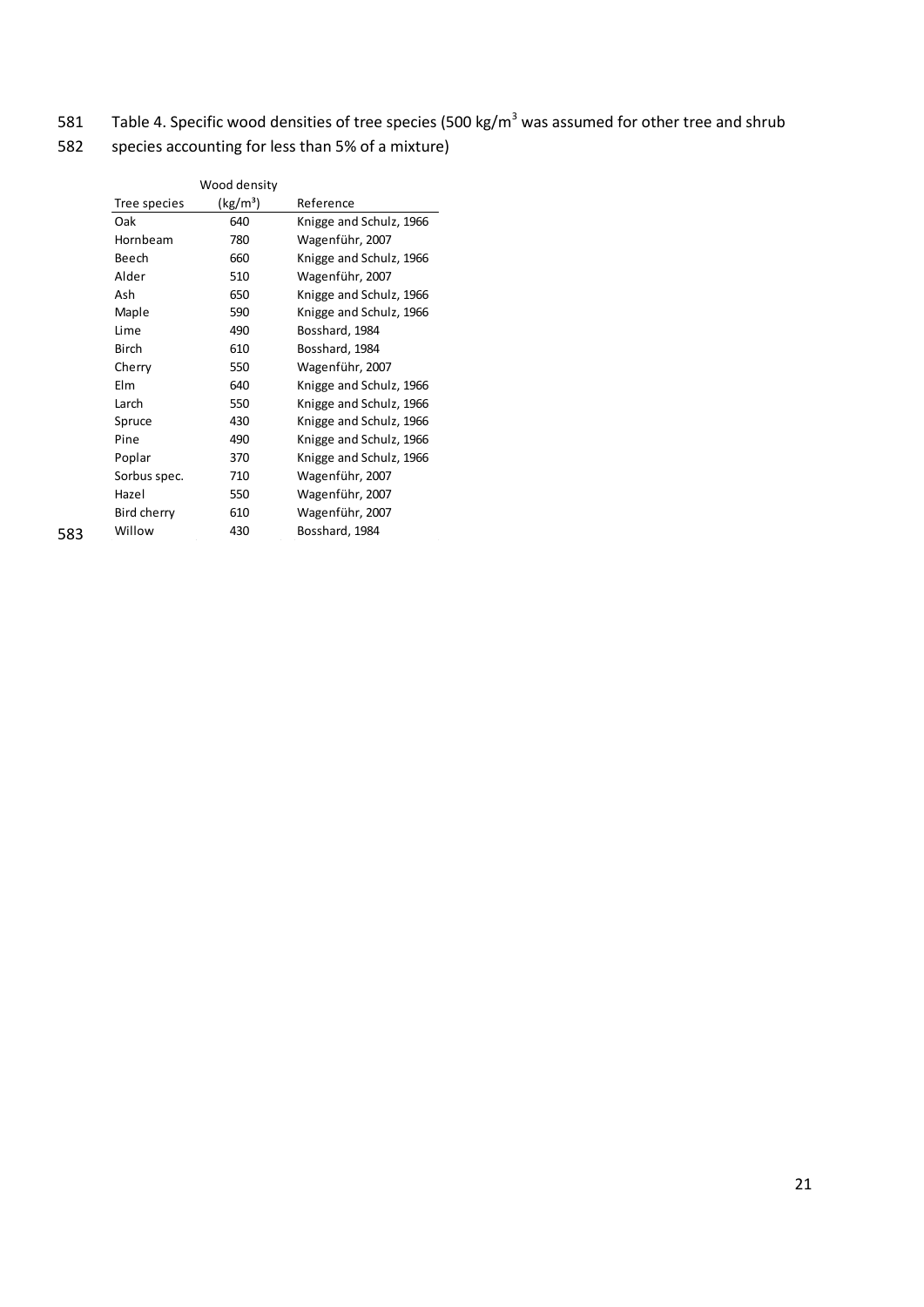Table 4. Specific wood densities of tree species (500 $kg/m^3$ was assumed for other tree and shrub species accounting for less than 5% of a mixture)

| Tree species | Wood density ($kg/m^3$) | Reference |
|---|---|---|
| Oak | 640 | Knigge and Schulz, 1966 |
| Hornbeam | 780 | Wagenführ, 2007 |
| Beech | 660 | Knigge and Schulz, 1966 |
| Alder | 510 | Wagenführ, 2007 |
| Ash | 650 | Knigge and Schulz, 1966 |
| Maple | 590 | Knigge and Schulz, 1966 |
| Lime | 490 | Bosshard, 1984 |
| Birch | 610 | Bosshard, 1984 |
| Cherry | 550 | Wagenführ, 2007 |
| Elm | 640 | Knigge and Schulz, 1966 |
| Larch | 550 | Knigge and Schulz, 1966 |
| Spruce | 430 | Knigge and Schulz, 1966 |
| Pine | 490 | Knigge and Schulz, 1966 |
| Poplar | 370 | Knigge and Schulz, 1966 |
| Sorbus spec. | 710 | Wagenführ, 2007 |
| Hazel | 550 | Wagenführ, 2007 |
| Bird cherry | 610 | Wagenführ, 2007 |
| Willow | 430 | Bosshard, 1984 |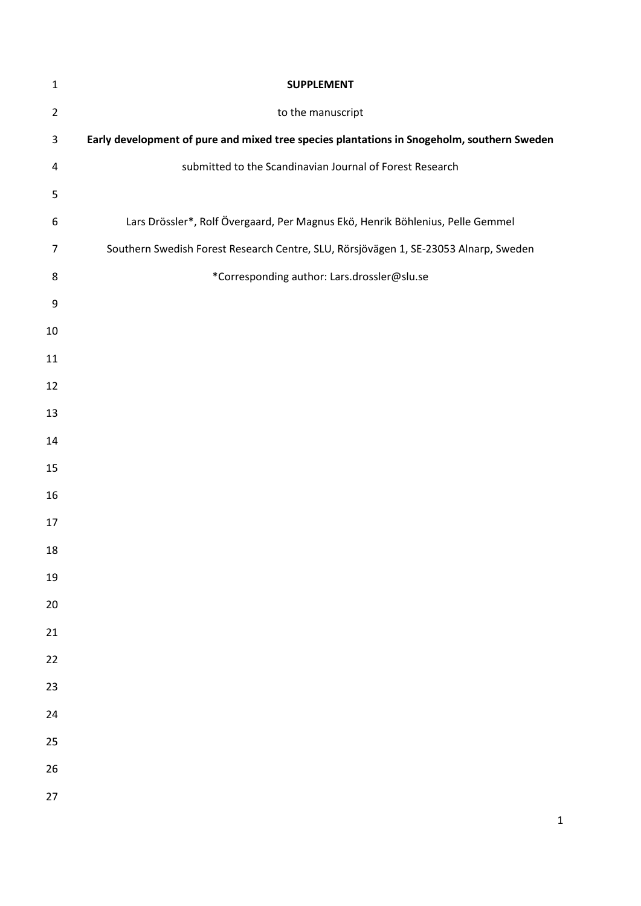**SUPPLEMENT**

to the manuscript

**Early development of pure and mixed tree species plantations in Snogeholm, southern Sweden**

submitted to the Scandinavian Journal of Forest Research

Lars Drössler*, Rolf Övergaard, Per Magnus Ekö, Henrik Böhlenius, Pelle Gemmel

Southern Swedish Forest Research Centre, SLU, Rörsjövägen 1, SE-23053 Alnarp, Sweden

*Corresponding author: Lars.drossler@slu.se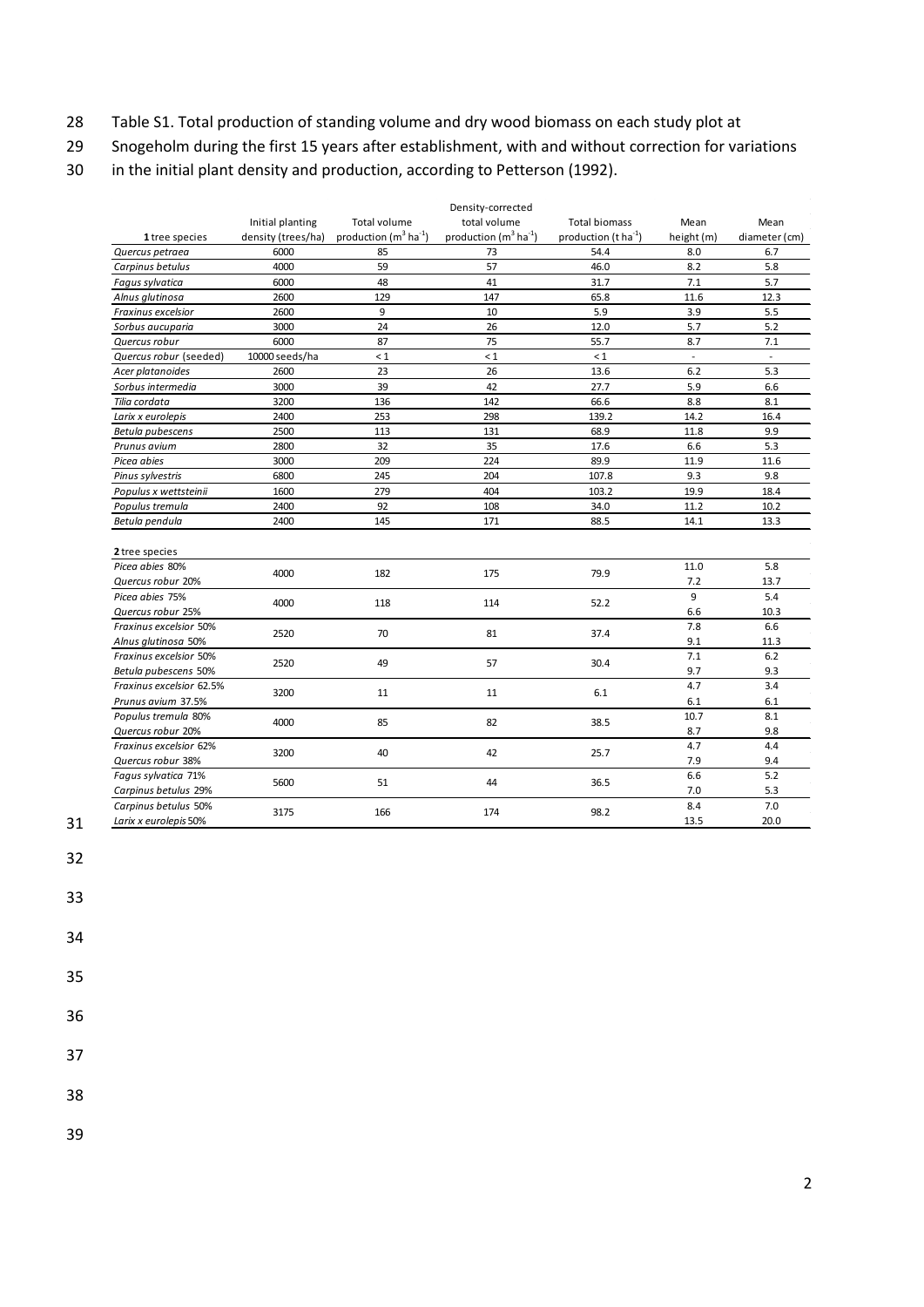Table S1. Total production of standing volume and dry wood biomass on each study plot at Snogeholm during the first 15 years after establishment, with and without correction for variations in the initial plant density and production, according to Petterson (1992).

| **1** tree species | Initial planting density (trees/ha) | Total volume production ($m^3$ $ha^{-1}$) | Density-corrected total volume production ($m^3$ $ha^{-1}$) | Total biomass production (t $ha^{-1}$) | Mean height (m) | Mean diameter (cm) |
|---|---|---|---|---|---|---|
| *Quercus petraea* | 6000 | 85 | 73 | 54.4 | 8.0 | 6.7 |
| *Carpinus betulus* | 4000 | 59 | 57 | 46.0 | 8.2 | 5.8 |
| *Fagus sylvatica* | 6000 | 48 | 41 | 31.7 | 7.1 | 5.7 |
| *Alnus glutinosa* | 2600 | 129 | 147 | 65.8 | 11.6 | 12.3 |
| *Fraxinus excelsior* | 2600 | 9 | 10 | 5.9 | 3.9 | 5.5 |
| *Sorbus aucuparia* | 3000 | 24 | 26 | 12.0 | 5.7 | 5.2 |
| *Quercus robur* | 6000 | 87 | 75 | 55.7 | 8.7 | 7.1 |
| *Quercus robur* (seeded) | 10000 seeds/ha | < 1 | < 1 | < 1 | - | - |
| *Acer platanoides* | 2600 | 23 | 26 | 13.6 | 6.2 | 5.3 |
| *Sorbus intermedia* | 3000 | 39 | 42 | 27.7 | 5.9 | 6.6 |
| *Tilia cordata* | 3200 | 136 | 142 | 66.6 | 8.8 | 8.1 |
| *Larix x eurolepis* | 2400 | 253 | 298 | 139.2 | 14.2 | 16.4 |
| *Betula pubescens* | 2500 | 113 | 131 | 68.9 | 11.8 | 9.9 |
| *Prunus avium* | 2800 | 32 | 35 | 17.6 | 6.6 | 5.3 |
| *Picea abies* | 3000 | 209 | 224 | 89.9 | 11.9 | 11.6 |
| *Pinus sylvestris* | 6800 | 245 | 204 | 107.8 | 9.3 | 9.8 |
| *Populus x wettsteinii* | 1600 | 279 | 404 | 103.2 | 19.9 | 18.4 |
| *Populus tremula* | 2400 | 92 | 108 | 34.0 | 11.2 | 10.2 |
| *Betula pendula* | 2400 | 145 | 171 | 88.5 | 14.1 | 13.3 |
| **2** tree species | | | | | | |
| *Picea abies* 80% | 4000 | 182 | 175 | 79.9 | 11.0 | 5.8 |
| *Quercus robur* 20% | | | | | 7.2 | 13.7 |
| *Picea abies* 75% | 4000 | 118 | 114 | 52.2 | 9 | 5.4 |
| *Quercus robur* 25% | | | | | 6.6 | 10.3 |
| *Fraxinus excelsior* 50% | 2520 | 70 | 81 | 37.4 | 7.8 | 6.6 |
| *Alnus glutinosa* 50% | | | | | 9.1 | 11.3 |
| *Fraxinus excelsior* 50% | 2520 | 49 | 57 | 30.4 | 7.1 | 6.2 |
| *Betula pubescens* 50% | | | | | 9.7 | 9.3 |
| *Fraxinus excelsior* 62.5% | 3200 | 11 | 11 | 6.1 | 4.7 | 3.4 |
| *Prunus avium* 37.5% | | | | | 6.1 | 6.1 |
| *Populus tremula* 80% | 4000 | 85 | 82 | 38.5 | 10.7 | 8.1 |
| *Quercus robur* 20% | | | | | 8.7 | 9.8 |
| *Fraxinus excelsior* 62% | 3200 | 40 | 42 | 25.7 | 4.7 | 4.4 |
| *Quercus robur* 38% | | | | | 7.9 | 9.4 |
| *Fagus sylvatica* 71% | 5600 | 51 | 44 | 36.5 | 6.6 | 5.2 |
| *Carpinus betulus* 29% | | | | | 7.0 | 5.3 |
| *Carpinus betulus* 50% | 3175 | 166 | 174 | 98.2 | 8.4 | 7.0 |
| *Larix x eurolepis* 50% | | | | | 13.5 | 20.0 |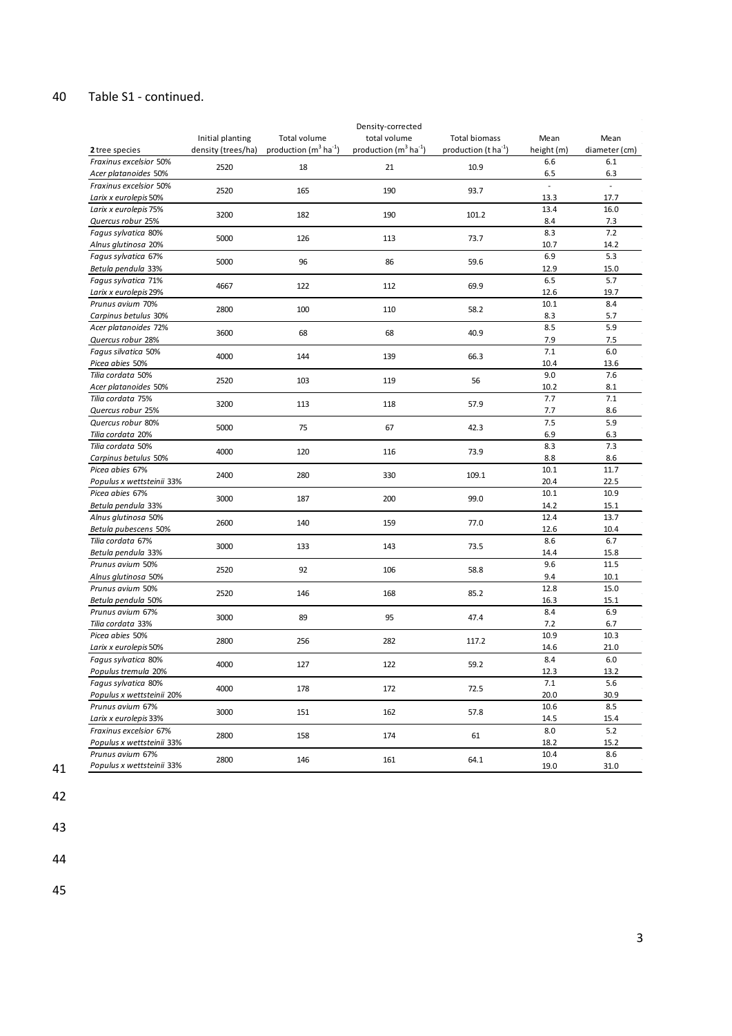Table S1 - continued.

| **2** tree species | Initial planting density (trees/ha) | Total volume production ($m^3$ $ha^{-1}$) | Density-corrected total volume production ($m^3$ $ha^{-1}$) | Total biomass production (t $ha^{-1}$) | Mean height (m) | Mean diameter (cm) |
|---|---|---|---|---|---|---|
| *Fraxinus excelsior* 50% | 2520 | 18 | 21 | 10.9 | 6.6 | 6.1 |
| *Acer platanoides* 50% | | | | | 6.5 | 6.3 |
| *Fraxinus excelsior* 50% | 2520 | 165 | 190 | 93.7 | - | - |
| *Larix x eurolepis* 50% | | | | | 13.3 | 17.7 |
| *Larix x eurolepis* 75% | 3200 | 182 | 190 | 101.2 | 13.4 | 16.0 |
| *Quercus robur* 25% | | | | | 8.4 | 7.3 |
| *Fagus sylvatica* 80% | 5000 | 126 | 113 | 73.7 | 8.3 | 7.2 |
| *Alnus glutinosa* 20% | | | | | 10.7 | 14.2 |
| *Fagus sylvatica* 67% | 5000 | 96 | 86 | 59.6 | 6.9 | 5.3 |
| *Betula pendula* 33% | | | | | 12.9 | 15.0 |
| *Fagus sylvatica* 71% | 4667 | 122 | 112 | 69.9 | 6.5 | 5.7 |
| *Larix x eurolepis* 29% | | | | | 12.6 | 19.7 |
| *Prunus avium* 70% | 2800 | 100 | 110 | 58.2 | 10.1 | 8.4 |
| *Carpinus betulus* 30% | | | | | 8.3 | 5.7 |
| *Acer platanoides* 72% | 3600 | 68 | 68 | 40.9 | 8.5 | 5.9 |
| *Quercus robur* 28% | | | | | 7.9 | 7.5 |
| *Fagus silvatica* 50% | 4000 | 144 | 139 | 66.3 | 7.1 | 6.0 |
| *Picea abies* 50% | | | | | 10.4 | 13.6 |
| *Tilia cordata* 50% | 2520 | 103 | 119 | 56 | 9.0 | 7.6 |
| *Acer platanoides* 50% | | | | | 10.2 | 8.1 |
| *Tilia cordata* 75% | 3200 | 113 | 118 | 57.9 | 7.7 | 7.1 |
| *Quercus robur* 25% | | | | | 7.7 | 8.6 |
| *Quercus robur* 80% | 5000 | 75 | 67 | 42.3 | 7.5 | 5.9 |
| *Tilia cordata* 20% | | | | | 6.9 | 6.3 |
| *Tilia cordata* 50% | 4000 | 120 | 116 | 73.9 | 8.3 | 7.3 |
| *Carpinus betulus* 50% | | | | | 8.8 | 8.6 |
| *Picea abies* 67% | 2400 | 280 | 330 | 109.1 | 10.1 | 11.7 |
| *Populus x wettsteinii* 33% | | | | | 20.4 | 22.5 |
| *Picea abies* 67% | 3000 | 187 | 200 | 99.0 | 10.1 | 10.9 |
| *Betula pendula* 33% | | | | | 14.2 | 15.1 |
| *Alnus glutinosa* 50% | 2600 | 140 | 159 | 77.0 | 12.4 | 13.7 |
| *Betula pubescens* 50% | | | | | 12.6 | 10.4 |
| *Tilia cordata* 67% | 3000 | 133 | 143 | 73.5 | 8.6 | 6.7 |
| *Betula pendula* 33% | | | | | 14.4 | 15.8 |
| *Prunus avium* 50% | 2520 | 92 | 106 | 58.8 | 9.6 | 11.5 |
| *Alnus glutinosa* 50% | | | | | 9.4 | 10.1 |
| *Prunus avium* 50% | 2520 | 146 | 168 | 85.2 | 12.8 | 15.0 |
| *Betula pendula* 50% | | | | | 16.3 | 15.1 |
| *Prunus avium* 67% | 3000 | 89 | 95 | 47.4 | 8.4 | 6.9 |
| *Tilia cordata* 33% | | | | | 7.2 | 6.7 |
| *Picea abies* 50% | 2800 | 256 | 282 | 117.2 | 10.9 | 10.3 |
| *Larix x eurolepis* 50% | | | | | 14.6 | 21.0 |
| *Fagus sylvatica* 80% | 4000 | 127 | 122 | 59.2 | 8.4 | 6.0 |
| *Populus tremula* 20% | | | | | 12.3 | 13.2 |
| *Fagus sylvatica* 80% | 4000 | 178 | 172 | 72.5 | 7.1 | 5.6 |
| *Populus x wettsteinii* 20% | | | | | 20.0 | 30.9 |
| *Prunus avium* 67% | 3000 | 151 | 162 | 57.8 | 10.6 | 8.5 |
| *Larix x eurolepis* 33% | | | | | 14.5 | 15.4 |
| *Fraxinus excelsior* 67% | 2800 | 158 | 174 | 61 | 8.0 | 5.2 |
| *Populus x wettsteinii* 33% | | | | | 18.2 | 15.2 |
| *Prunus avium* 67% | 2800 | 146 | 161 | 64.1 | 10.4 | 8.6 |
| *Populus x wettsteinii* 33% | | | | | 19.0 | 31.0 |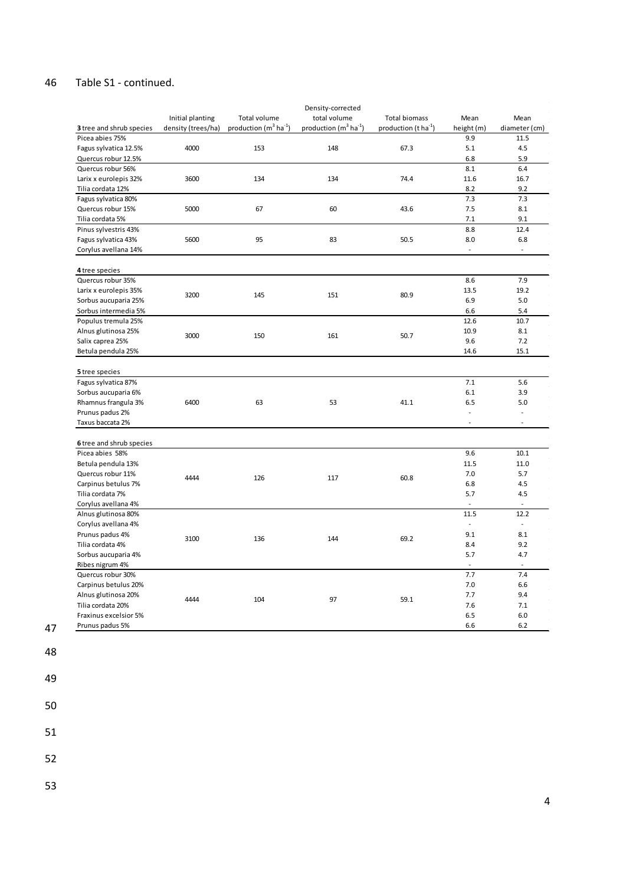Table S1 - continued.

| 3 tree and shrub species | Initial planting density (trees/ha) | Total volume production ($m^3$ $ha^{-1}$) | Density-corrected total volume production ($m^3$ $ha^{-1}$) | Total biomass production (t $ha^{-1}$) | Mean height (m) | Mean diameter (cm) |
|---|---|---|---|---|---|---|
| Picea abies 75% | | | | | 9.9 | 11.5 |
| Fagus sylvatica 12.5% | 4000 | 153 | 148 | 67.3 | 5.1 | 4.5 |
| Quercus robur 12.5% | | | | | 6.8 | 5.9 |
| Quercus robur 56% | | | | | 8.1 | 6.4 |
| Larix x eurolepis 32% | 3600 | 134 | 134 | 74.4 | 11.6 | 16.7 |
| Tilia cordata 12% | | | | | 8.2 | 9.2 |
| Fagus sylvatica 80% | | | | | 7.3 | 7.3 |
| Quercus robur 15% | 5000 | 67 | 60 | 43.6 | 7.5 | 8.1 |
| Tilia cordata 5% | | | | | 7.1 | 9.1 |
| Pinus sylvestris 43% | | | | | 8.8 | 12.4 |
| Fagus sylvatica 43% | 5600 | 95 | 83 | 50.5 | 8.0 | 6.8 |
| Corylus avellana 14% | | | | | - | - |
| **4** tree species | | | | | | |
| Quercus robur 35% | | | | | 8.6 | 7.9 |
| Larix x eurolepis 35% | 3200 | 145 | 151 | 80.9 | 13.5 | 19.2 |
| Sorbus aucuparia 25% | | | | | 6.9 | 5.0 |
| Sorbus intermedia 5% | | | | | 6.6 | 5.4 |
| Populus tremula 25% | | | | | 12.6 | 10.7 |
| Alnus glutinosa 25% | 3000 | 150 | 161 | 50.7 | 10.9 | 8.1 |
| Salix caprea 25% | | | | | 9.6 | 7.2 |
| Betula pendula 25% | | | | | 14.6 | 15.1 |
| **5** tree species | | | | | | |
| Fagus sylvatica 87% | | | | | 7.1 | 5.6 |
| Sorbus aucuparia 6% | | | | | 6.1 | 3.9 |
| Rhamnus frangula 3% | 6400 | 63 | 53 | 41.1 | 6.5 | 5.0 |
| Prunus padus 2% | | | | | - | - |
| Taxus baccata 2% | | | | | - | - |
| **6** tree and shrub species | | | | | | |
| Picea abies 58% | | | | | 9.6 | 10.1 |
| Betula pendula 13% | | | | | 11.5 | 11.0 |
| Quercus robur 11% | 4444 | 126 | 117 | 60.8 | 7.0 | 5.7 |
| Carpinus betulus 7% | | | | | 6.8 | 4.5 |
| Tilia cordata 7% | | | | | 5.7 | 4.5 |
| Corylus avellana 4% | | | | | - | - |
| Alnus glutinosa 80% | | | | | 11.5 | 12.2 |
| Corylus avellana 4% | | | | | - | - |
| Prunus padus 4% | 3100 | 136 | 144 | 69.2 | 9.1 | 8.1 |
| Tilia cordata 4% | | | | | 8.4 | 9.2 |
| Sorbus aucuparia 4% | | | | | 5.7 | 4.7 |
| Ribes nigrum 4% | | | | | - | - |
| Quercus robur 30% | | | | | 7.7 | 7.4 |
| Carpinus betulus 20% | | | | | 7.0 | 6.6 |
| Alnus glutinosa 20% | 4444 | 104 | 97 | 59.1 | 7.7 | 9.4 |
| Tilia cordata 20% | | | | | 7.6 | 7.1 |
| Fraxinus excelsior 5% | | | | | 6.5 | 6.0 |
| Prunus padus 5% | | | | | 6.6 | 6.2 |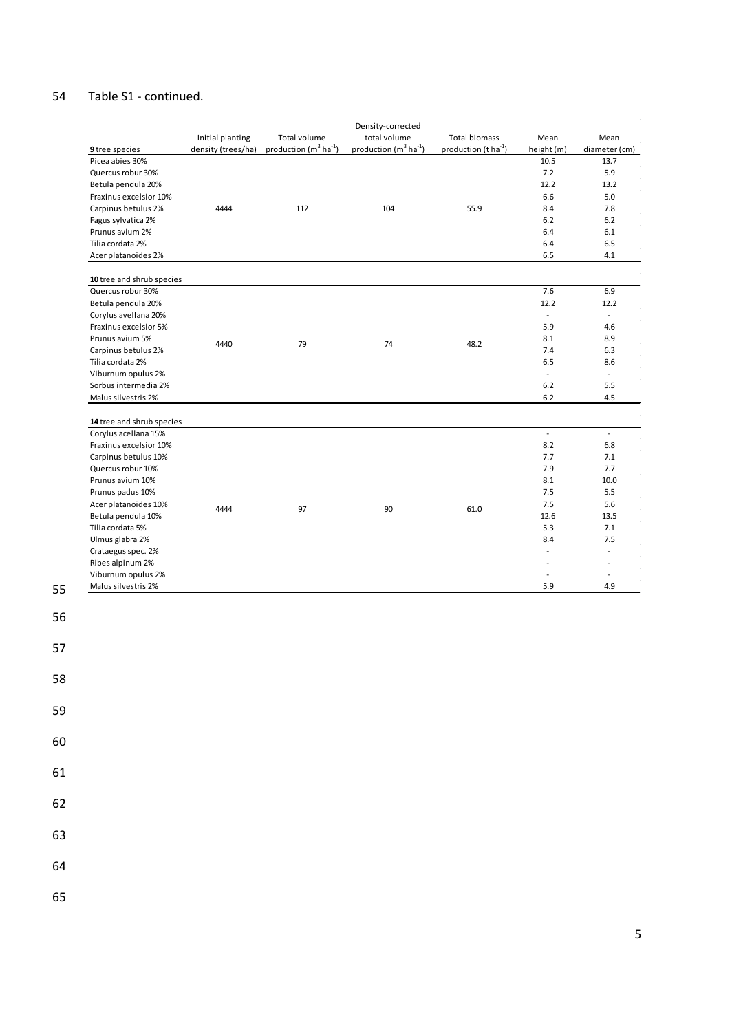Table S1 - continued.

| 9 tree species | Initial planting density (trees/ha) | Total volume production ($m^3$ $ha^{-1}$) | Density-corrected total volume production ($m^3$ $ha^{-1}$) | Total biomass production (t $ha^{-1}$) | Mean height (m) | Mean diameter (cm) |
|---|---|---|---|---|---|---|
| Picea abies 30% | | | | | 10.5 | 13.7 |
| Quercus robur 30% | | | | | 7.2 | 5.9 |
| Betula pendula 20% | | | | | 12.2 | 13.2 |
| Fraxinus excelsior 10% | | | | | 6.6 | 5.0 |
| Carpinus betulus 2% | 4444 | 112 | 104 | 55.9 | 8.4 | 7.8 |
| Fagus sylvatica 2% | | | | | 6.2 | 6.2 |
| Prunus avium 2% | | | | | 6.4 | 6.1 |
| Tilia cordata 2% | | | | | 6.4 | 6.5 |
| Acer platanoides 2% | | | | | 6.5 | 4.1 |
| **10 tree and shrub species** | | | | | | |
| Quercus robur 30% | | | | | 7.6 | 6.9 |
| Betula pendula 20% | | | | | 12.2 | 12.2 |
| Corylus avellana 20% | | | | | - | - |
| Fraxinus excelsior 5% | | | | | 5.9 | 4.6 |
| Prunus avium 5% | 4440 | 79 | 74 | 48.2 | 8.1 | 8.9 |
| Carpinus betulus 2% | | | | | 7.4 | 6.3 |
| Tilia cordata 2% | | | | | 6.5 | 8.6 |
| Viburnum opulus 2% | | | | | - | - |
| Sorbus intermedia 2% | | | | | 6.2 | 5.5 |
| Malus silvestris 2% | | | | | 6.2 | 4.5 |
| **14 tree and shrub species** | | | | | | |
| Corylus acellana 15% | | | | | - | - |
| Fraxinus excelsior 10% | | | | | 8.2 | 6.8 |
| Carpinus betulus 10% | | | | | 7.7 | 7.1 |
| Quercus robur 10% | | | | | 7.9 | 7.7 |
| Prunus avium 10% | | | | | 8.1 | 10.0 |
| Prunus padus 10% | | | | | 7.5 | 5.5 |
| Acer platanoides 10% | 4444 | 97 | 90 | 61.0 | 7.5 | 5.6 |
| Betula pendula 10% | | | | | 12.6 | 13.5 |
| Tilia cordata 5% | | | | | 5.3 | 7.1 |
| Ulmus glabra 2% | | | | | 8.4 | 7.5 |
| Crataegus spec. 2% | | | | | - | - |
| Ribes alpinum 2% | | | | | - | - |
| Viburnum opulus 2% | | | | | - | - |
| Malus silvestris 2% | | | | | 5.9 | 4.9 |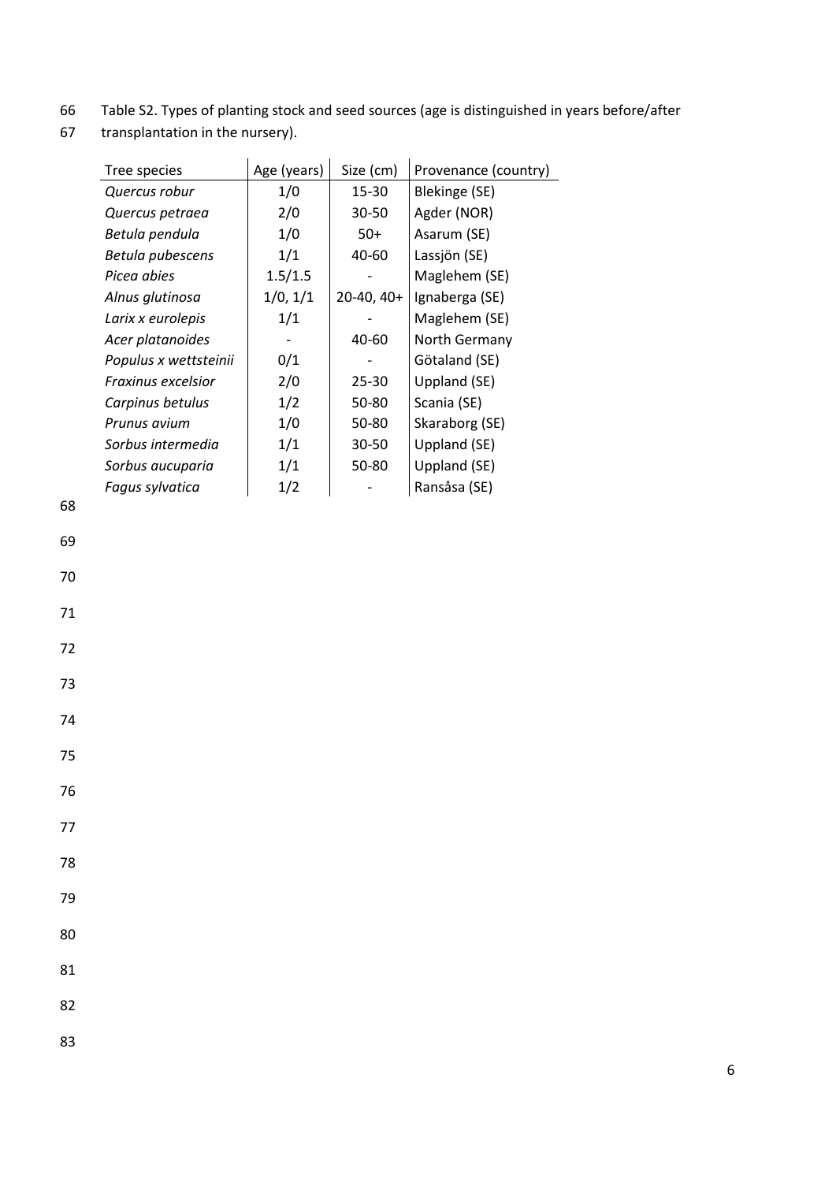Table S2. Types of planting stock and seed sources (age is distinguished in years before/after transplantation in the nursery).

| Tree species | Age (years) | Size (cm) | Provenance (country) |
|---|---|---|---|
| *Quercus robur* | 1/0 | 15-30 | Blekinge (SE) |
| *Quercus petraea* | 2/0 | 30-50 | Agder (NOR) |
| *Betula pendula* | 1/0 | 50+ | Asarum (SE) |
| *Betula pubescens* | 1/1 | 40-60 | Lassjön (SE) |
| *Picea abies* | 1.5/1.5 | - | Maglehem (SE) |
| *Alnus glutinosa* | 1/0, 1/1 | 20-40, 40+ | Ignaberga (SE) |
| *Larix x eurolepis* | 1/1 | - | Maglehem (SE) |
| *Acer platanoides* | - | 40-60 | North Germany |
| *Populus x wettsteinii* | 0/1 | - | Götaland (SE) |
| *Fraxinus excelsior* | 2/0 | 25-30 | Uppland (SE) |
| *Carpinus betulus* | 1/2 | 50-80 | Scania (SE) |
| *Prunus avium* | 1/0 | 50-80 | Skaraborg (SE) |
| *Sorbus intermedia* | 1/1 | 30-50 | Uppland (SE) |
| *Sorbus aucuparia* | 1/1 | 50-80 | Uppland (SE) |
| *Fagus sylvatica* | 1/2 | - | Ransåsa (SE) |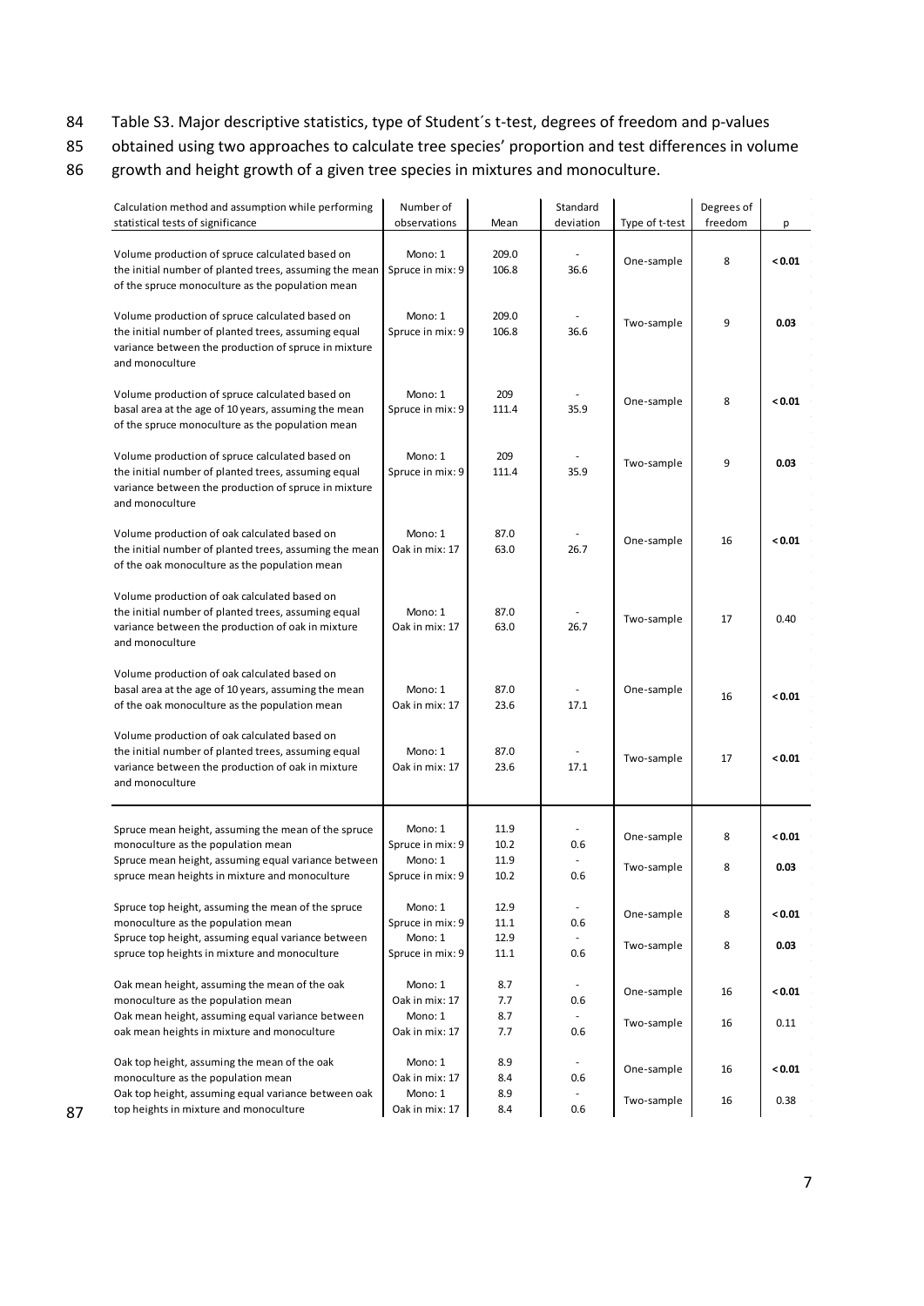Table S3. Major descriptive statistics, type of Student´s t-test, degrees of freedom and p-values obtained using two approaches to calculate tree species' proportion and test differences in volume growth and height growth of a given tree species in mixtures and monoculture.

| Calculation method and assumption while performing statistical tests of significance | Number of observations | Mean | Standard deviation | Type of t-test | Degrees of freedom | p |
|---|---|---|---|---|---|---|
| Volume production of spruce calculated based on the initial number of planted trees, assuming the mean of the spruce monoculture as the population mean | Mono: 1<br>Spruce in mix: 9 | 209.0<br>106.8 | -<br>36.6 | One-sample | 8 | **< 0.01** |
| Volume production of spruce calculated based on the initial number of planted trees, assuming equal variance between the production of spruce in mixture and monoculture | Mono: 1<br>Spruce in mix: 9 | 209.0<br>106.8 | -<br>36.6 | Two-sample | 9 | **0.03** |
| Volume production of spruce calculated based on basal area at the age of 10 years, assuming the mean of the spruce monoculture as the population mean | Mono: 1<br>Spruce in mix: 9 | 209<br>111.4 | -<br>35.9 | One-sample | 8 | **< 0.01** |
| Volume production of spruce calculated based on the initial number of planted trees, assuming equal variance between the production of spruce in mixture and monoculture | Mono: 1<br>Spruce in mix: 9 | 209<br>111.4 | -<br>35.9 | Two-sample | 9 | **0.03** |
| Volume production of oak calculated based on the initial number of planted trees, assuming the mean of the oak monoculture as the population mean | Mono: 1<br>Oak in mix: 17 | 87.0<br>63.0 | -<br>26.7 | One-sample | 16 | **< 0.01** |
| Volume production of oak calculated based on the initial number of planted trees, assuming equal variance between the production of oak in mixture and monoculture | Mono: 1<br>Oak in mix: 17 | 87.0<br>63.0 | -<br>26.7 | Two-sample | 17 | 0.40 |
| Volume production of oak calculated based on basal area at the age of 10 years, assuming the mean of the oak monoculture as the population mean | Mono: 1<br>Oak in mix: 17 | 87.0<br>23.6 | -<br>17.1 | One-sample | 16 | **< 0.01** |
| Volume production of oak calculated based on the initial number of planted trees, assuming equal variance between the production of oak in mixture and monoculture | Mono: 1<br>Oak in mix: 17 | 87.0<br>23.6 | -<br>17.1 | Two-sample | 17 | **< 0.01** |
| Spruce mean height, assuming the mean of the spruce monoculture as the population mean | Mono: 1<br>Spruce in mix: 9 | 11.9<br>10.2 | -<br>0.6 | One-sample | 8 | **< 0.01** |
| Spruce mean height, assuming equal variance between spruce mean heights in mixture and monoculture | Mono: 1<br>Spruce in mix: 9 | 11.9<br>10.2 | -<br>0.6 | Two-sample | 8 | **0.03** |
| Spruce top height, assuming the mean of the spruce monoculture as the population mean | Mono: 1<br>Spruce in mix: 9 | 12.9<br>11.1 | -<br>0.6 | One-sample | 8 | **< 0.01** |
| Spruce top height, assuming equal variance between spruce top heights in mixture and monoculture | Mono: 1<br>Spruce in mix: 9 | 12.9<br>11.1 | -<br>0.6 | Two-sample | 8 | **0.03** |
| Oak mean height, assuming the mean of the oak monoculture as the population mean | Mono: 1<br>Oak in mix: 17 | 8.7<br>7.7 | -<br>0.6 | One-sample | 16 | **< 0.01** |
| Oak mean height, assuming equal variance between oak mean heights in mixture and monoculture | Mono: 1<br>Oak in mix: 17 | 8.7<br>7.7 | -<br>0.6 | Two-sample | 16 | 0.11 |
| Oak top height, assuming the mean of the oak monoculture as the population mean | Mono: 1<br>Oak in mix: 17 | 8.9<br>8.4 | -<br>0.6 | One-sample | 16 | **< 0.01** |
| Oak top height, assuming equal variance between oak top heights in mixture and monoculture | Mono: 1<br>Oak in mix: 17 | 8.9<br>8.4 | -<br>0.6 | Two-sample | 16 | 0.38 |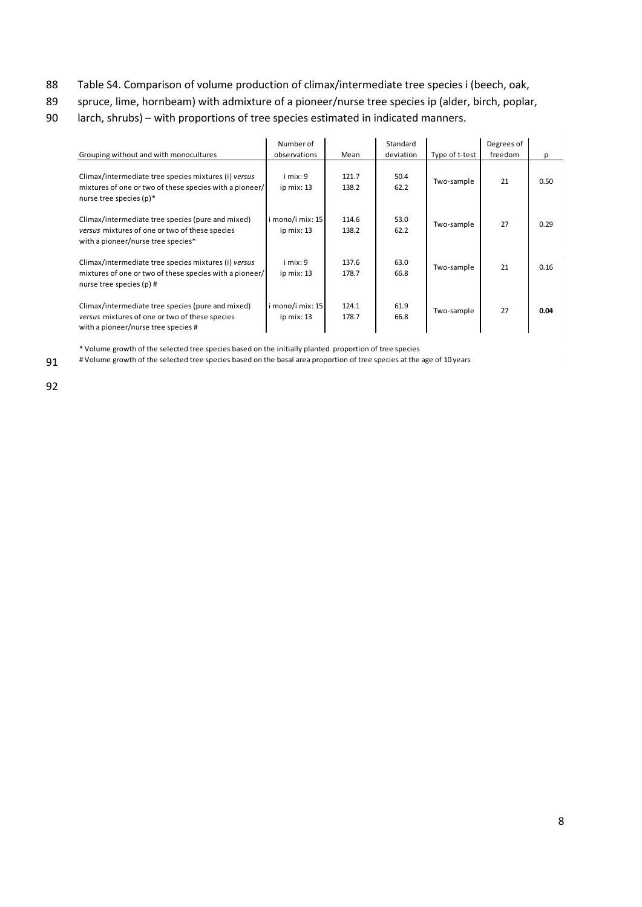Table S4. Comparison of volume production of climax/intermediate tree species i (beech, oak, spruce, lime, hornbeam) with admixture of a pioneer/nurse tree species ip (alder, birch, poplar, larch, shrubs) – with proportions of tree species estimated in indicated manners.

| Grouping without and with monocultures | Number of observations | Mean | Standard deviation | Type of t-test | Degrees of freedom | p |
|---|---|---|---|---|---|---|
| Climax/intermediate tree species mixtures (i) *versus* mixtures of one or two of these species with a pioneer/nurse tree species (p)* | i mix: 9<br>ip mix: 13 | 121.7<br>138.2 | 50.4<br>62.2 | Two-sample | 21 | 0.50 |
| Climax/intermediate tree species (pure and mixed) *versus* mixtures of one or two of these species with a pioneer/nurse tree species* | i mono/i mix: 15<br>ip mix: 13 | 114.6<br>138.2 | 53.0<br>62.2 | Two-sample | 27 | 0.29 |
| Climax/intermediate tree species mixtures (i) *versus* mixtures of one or two of these species with a pioneer/nurse tree species (p) # | i mix: 9<br>ip mix: 13 | 137.6<br>178.7 | 63.0<br>66.8 | Two-sample | 21 | 0.16 |
| Climax/intermediate tree species (pure and mixed) *versus* mixtures of one or two of these species with a pioneer/nurse tree species # | i mono/i mix: 15<br>ip mix: 13 | 124.1<br>178.7 | 61.9<br>66.8 | Two-sample | 27 | **0.04** |

* Volume growth of the selected tree species based on the initially planted proportion of tree species

# Volume growth of the selected tree species based on the basal area proportion of tree species at the age of 10 years